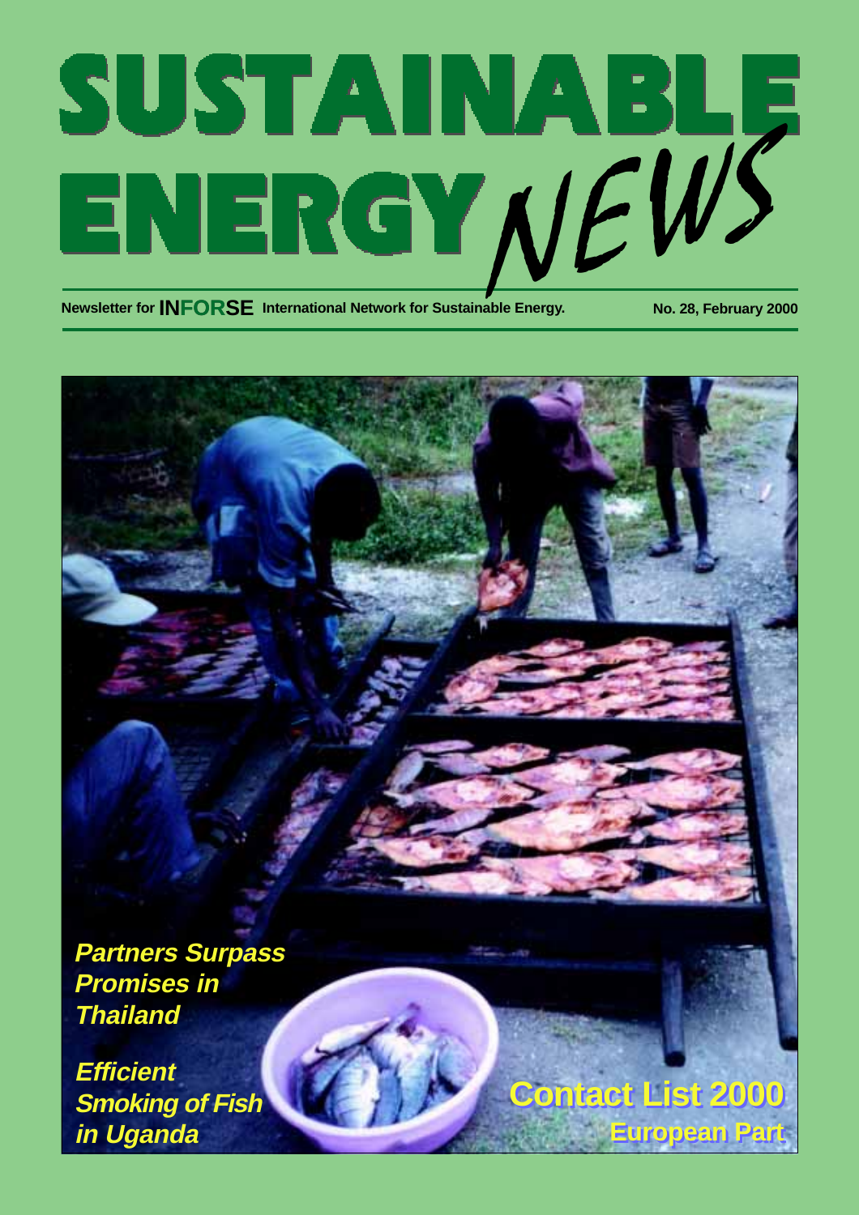# SUSTAINABLE ENERGY NEWS

Newsletter for **INFORSE** International Network for Sustainable Energy.

No. 28, February 2000

***Partners Surpass Promises in Thailand***

***Efficient Smoking of Fish in Uganda***

**Contact List 2000**

**European Part**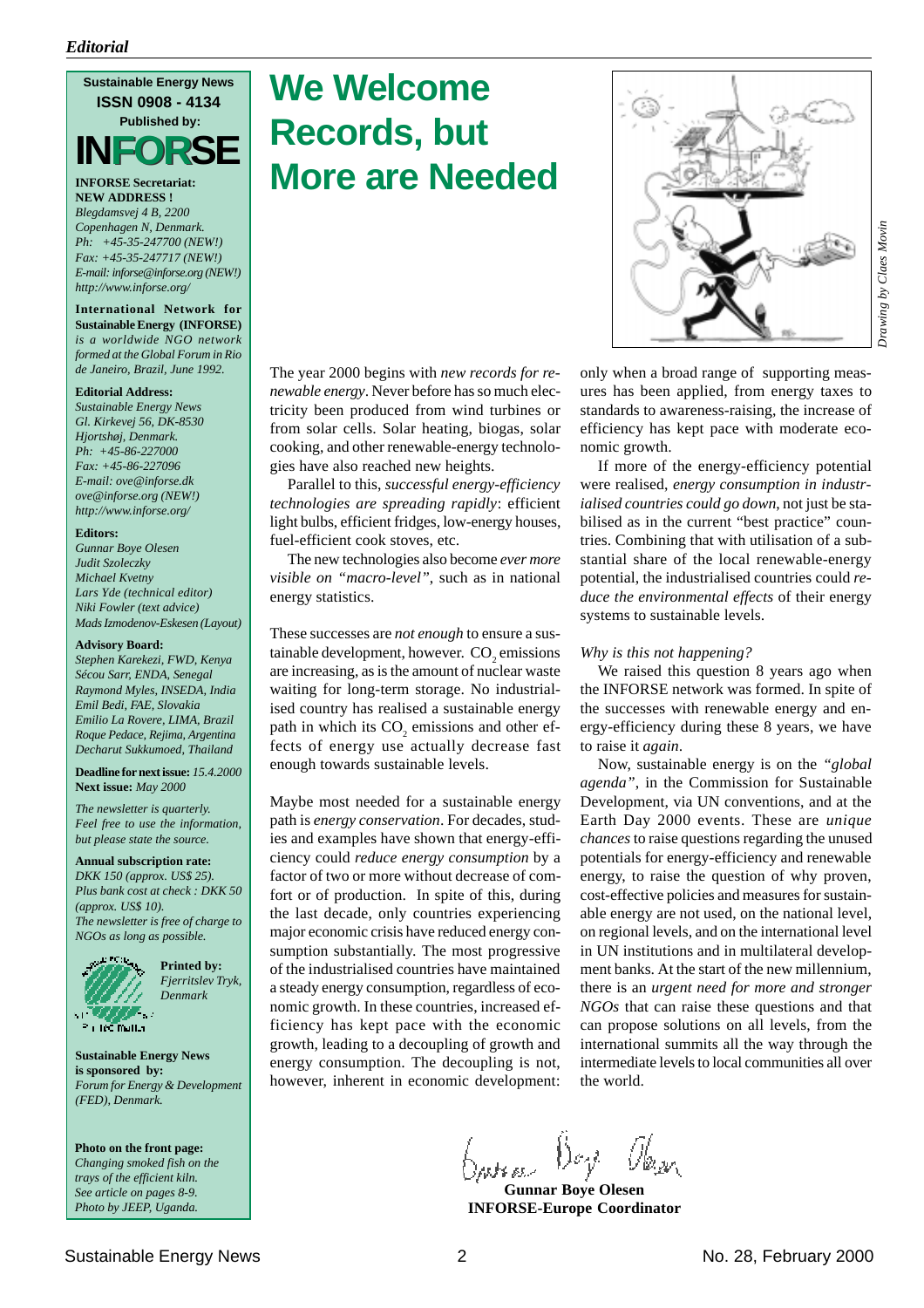*Editorial*

**Sustainable Energy News**
**ISSN 0908 - 4134**
**Published by:**
**INFORSE**

**INFORSE Secretariat:**
**NEW ADDRESS !**
*Blegdamsvej 4 B, 2200*
*Copenhagen N, Denmark.*
*Ph: +45-35-247700 (NEW!)*
*Fax: +45-35-247717 (NEW!)*
*E-mail: inforse@inforse.org (NEW!)*
*http://www.inforse.org/*

**International Network for Sustainable Energy (INFORSE)** *is a worldwide NGO network formed at the Global Forum in Rio de Janeiro, Brazil, June 1992.*

**Editorial Address:**
*Sustainable Energy News*
*Gl. Kirkevej 56, DK-8530*
*Hjortshøj, Denmark.*
*Ph: +45-86-227000*
*Fax: +45-86-227096*
*E-mail: ove@inforse.dk*
*ove@inforse.org (NEW!)*
*http://www.inforse.org/*

**Editors:**
*Gunnar Boye Olesen*
*Judit Szoleczky*
*Michael Kvetny*
*Lars Yde (technical editor)*
*Niki Fowler (text advice)*
*Mads Izmodenov-Eskesen (Layout)*

**Advisory Board:**
*Stephen Karekezi, FWD, Kenya*
*Sécou Sarr, ENDA, Senegal*
*Raymond Myles, INSEDA, India*
*Emil Bedi, FAE, Slovakia*
*Emilio La Rovere, LIMA, Brazil*
*Roque Pedace, Rejima, Argentina*
*Decharut Sukkumoed, Thailand*

**Deadline for next issue:** *15.4.2000*
**Next issue:** *May 2000*

*The newsletter is quarterly. Feel free to use the information, but please state the source.*

**Annual subscription rate:**
*DKK 150 (approx. US$ 25). Plus bank cost at check : DKK 50 (approx. US$ 10).*
*The newsletter is free of charge to NGOs as long as possible.*

**Printed by:**
*Fjerritslev Tryk, Denmark*

**Sustainable Energy News is sponsored by:**
*Forum for Energy & Development (FED), Denmark.*

**Photo on the front page:**
*Changing smoked fish on the trays of the efficient kiln. See article on pages 8-9. Photo by JEEP, Uganda.*

# We Welcome Records, but More are Needed

*Drawing by Claes Movin*

The year 2000 begins with *new records for renewable energy*. Never before has so much electricity been produced from wind turbines or from solar cells. Solar heating, biogas, solar cooking, and other renewable-energy technologies have also reached new heights.

Parallel to this, *successful energy-efficiency technologies are spreading rapidly*: efficient light bulbs, efficient fridges, low-energy houses, fuel-efficient cook stoves, etc.

The new technologies also become *ever more visible on "macro-level"*, such as in national energy statistics.

These successes are *not enough* to ensure a sustainable development, however. $CO_2$ emissions are increasing, as is the amount of nuclear waste waiting for long-term storage. No industrialised country has realised a sustainable energy path in which its $CO_2$ emissions and other effects of energy use actually decrease fast enough towards sustainable levels.

Maybe most needed for a sustainable energy path is *energy conservation*. For decades, studies and examples have shown that energy-efficiency could *reduce energy consumption* by a factor of two or more without decrease of comfort or of production. In spite of this, during the last decade, only countries experiencing major economic crisis have reduced energy consumption substantially. The most progressive of the industrialised countries have maintained a steady energy consumption, regardless of economic growth. In these countries, increased efficiency has kept pace with the economic growth, leading to a decoupling of growth and energy consumption. The decoupling is not, however, inherent in economic development: only when a broad range of supporting measures has been applied, from energy taxes to standards to awareness-raising, the increase of efficiency has kept pace with moderate economic growth.

If more of the energy-efficiency potential were realised, *energy consumption in industrialised countries could go down*, not just be stabilised as in the current "best practice" countries. Combining that with utilisation of a substantial share of the local renewable-energy potential, the industrialised countries could *reduce the environmental effects* of their energy systems to sustainable levels.

*Why is this not happening?*

We raised this question 8 years ago when the INFORSE network was formed. In spite of the successes with renewable energy and energy-efficiency during these 8 years, we have to raise it *again*.

Now, sustainable energy is on the *"global agenda"*, in the Commission for Sustainable Development, via UN conventions, and at the Earth Day 2000 events. These are *unique chances* to raise questions regarding the unused potentials for energy-efficiency and renewable energy, to raise the question of why proven, cost-effective policies and measures for sustainable energy are not used, on the national level, on regional levels, and on the international level in UN institutions and in multilateral development banks. At the start of the new millennium, there is an *urgent need for more and stronger NGOs* that can raise these questions and that can propose solutions on all levels, from the international summits all the way through the intermediate levels to local communities all over the world.

**Gunnar Boye Olesen**
**INFORSE-Europe Coordinator**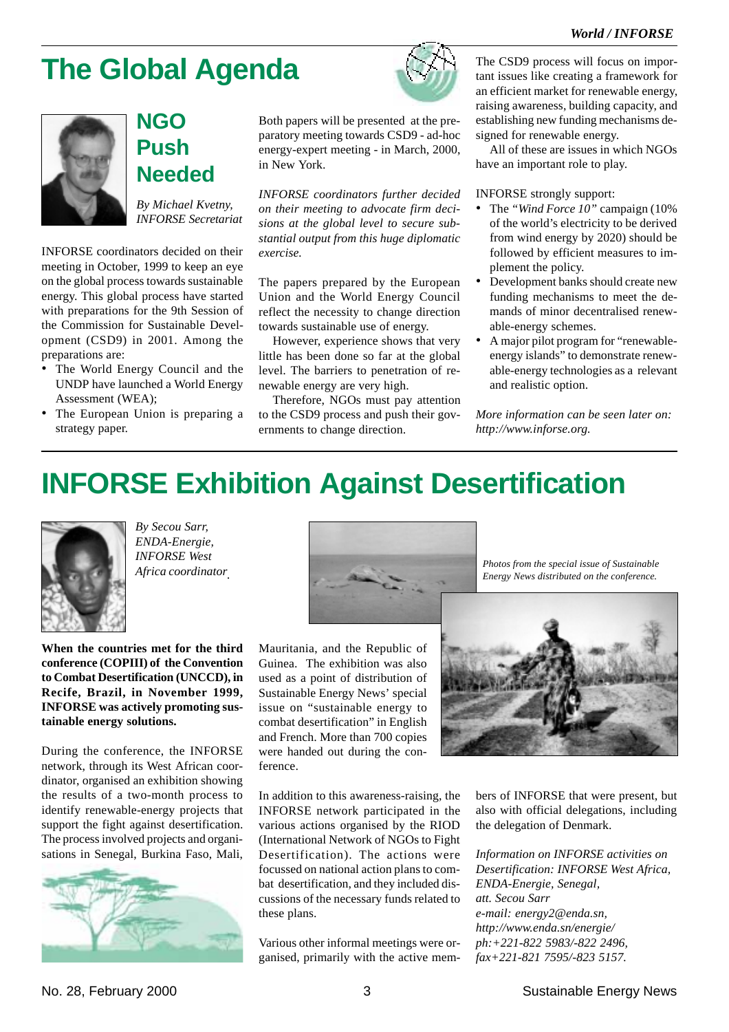# The Global Agenda

## NGO Push Needed

*By Michael Kvetny, INFORSE Secretariat*

INFORSE coordinators decided on their meeting in October, 1999 to keep an eye on the global process towards sustainable energy. This global process have started with preparations for the 9th Session of the Commission for Sustainable Development (CSD9) in 2001. Among the preparations are:

- The World Energy Council and the UNDP have launched a World Energy Assessment (WEA);
- The European Union is preparing a strategy paper.

Both papers will be presented at the preparatory meeting towards CSD9 - ad-hoc energy-expert meeting - in March, 2000, in New York.

*INFORSE coordinators further decided on their meeting to advocate firm decisions at the global level to secure substantial output from this huge diplomatic exercise.*

The papers prepared by the European Union and the World Energy Council reflect the necessity to change direction towards sustainable use of energy.

However, experience shows that very little has been done so far at the global level. The barriers to penetration of renewable energy are very high.

Therefore, NGOs must pay attention to the CSD9 process and push their governments to change direction.

The CSD9 process will focus on important issues like creating a framework for an efficient market for renewable energy, raising awareness, building capacity, and establishing new funding mechanisms designed for renewable energy.

All of these are issues in which NGOs have an important role to play.

INFORSE strongly support:

- The *"Wind Force 10"* campaign (10% of the world's electricity to be derived from wind energy by 2020) should be followed by efficient measures to implement the policy.
- Development banks should create new funding mechanisms to meet the demands of minor decentralised renewable-energy schemes.
- A major pilot program for "renewable-energy islands" to demonstrate renewable-energy technologies as a relevant and realistic option.

*More information can be seen later on: http://www.inforse.org.*

# INFORSE Exhibition Against Desertification

*By Secou Sarr, ENDA-Energie, INFORSE West Africa coordinator.*

**When the countries met for the third conference (COPIII) of the Convention to Combat Desertification (UNCCD), in Recife, Brazil, in November 1999, INFORSE was actively promoting sustainable energy solutions.**

During the conference, the INFORSE network, through its West African coordinator, organised an exhibition showing the results of a two-month process to identify renewable-energy projects that support the fight against desertification. The process involved projects and organisations in Senegal, Burkina Faso, Mali, Mauritania, and the Republic of Guinea. The exhibition was also used as a point of distribution of Sustainable Energy News' special issue on "sustainable energy to combat desertification" in English and French. More than 700 copies were handed out during the conference.

*Photos from the special issue of Sustainable Energy News distributed on the conference.*

In addition to this awareness-raising, the INFORSE network participated in the various actions organised by the RIOD (International Network of NGOs to Fight Desertification). The actions were focussed on national action plans to combat desertification, and they included discussions of the necessary funds related to these plans.

Various other informal meetings were organised, primarily with the active members of INFORSE that were present, but also with official delegations, including the delegation of Denmark.

*Information on INFORSE activities on Desertification: INFORSE West Africa, ENDA-Energie, Senegal, att. Secou Sarr*
*e-mail: energy2@enda.sn,*
*http://www.enda.sn/energie/*
*ph:+221-822 5983/-822 2496,*
*fax+221-821 7595/-823 5157.*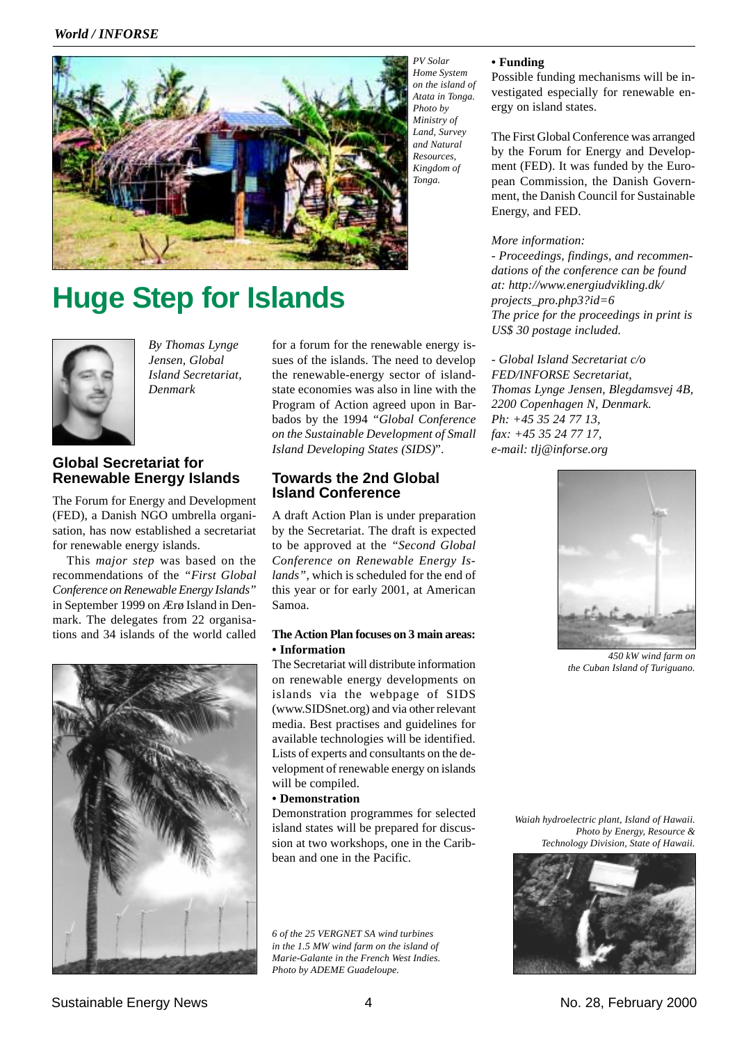PV Solar Home System on the island of Atata in Tonga. Photo by Ministry of Land, Survey and Natural Resources, Kingdom of Tonga.

# Huge Step for Islands

*By Thomas Lynge Jensen, Global Island Secretariat, Denmark*

## Global Secretariat for Renewable Energy Islands

The Forum for Energy and Development (FED), a Danish NGO umbrella organisation, has now established a secretariat for renewable energy islands.

This *major step* was based on the recommendations of the *"First Global Conference on Renewable Energy Islands"* in September 1999 on Ærø Island in Denmark. The delegates from 22 organisations and 34 islands of the world called for a forum for the renewable energy issues of the islands. The need to develop the renewable-energy sector of island-state economies was also in line with the Program of Action agreed upon in Barbados by the 1994 *"Global Conference on the Sustainable Development of Small Island Developing States (SIDS)*".

## Towards the 2nd Global Island Conference

A draft Action Plan is under preparation by the Secretariat. The draft is expected to be approved at the *"Second Global Conference on Renewable Energy Islands"*, which is scheduled for the end of this year or for early 2001, at American Samoa.

**The Action Plan focuses on 3 main areas:**

**• Information**

The Secretariat will distribute information on renewable energy developments on islands via the webpage of SIDS (www.SIDSnet.org) and via other relevant media. Best practises and guidelines for available technologies will be identified. Lists of experts and consultants on the development of renewable energy on islands will be compiled.

**• Demonstration**

Demonstration programmes for selected island states will be prepared for discussion at two workshops, one in the Caribbean and one in the Pacific.

**• Funding**

Possible funding mechanisms will be investigated especially for renewable energy on island states.

The First Global Conference was arranged by the Forum for Energy and Development (FED). It was funded by the European Commission, the Danish Government, the Danish Council for Sustainable Energy, and FED.

*More information:*

*- Proceedings, findings, and recommendations of the conference can be found at: http://www.energiudvikling.dk/projects_pro.php3?id=6*
*The price for the proceedings in print is US$ 30 postage included.*

*- Global Island Secretariat c/o FED/INFORSE Secretariat, Thomas Lynge Jensen, Blegdamsvej 4B, 2200 Copenhagen N, Denmark.*
*Ph: +45 35 24 77 13,*
*fax: +45 35 24 77 17,*
*e-mail: tlj@inforse.org*

*6 of the 25 VERGNET SA wind turbines in the 1.5 MW wind farm on the island of Marie-Galante in the French West Indies. Photo by ADEME Guadeloupe.*

*450 kW wind farm on the Cuban Island of Turiguano.*

*Waiah hydroelectric plant, Island of Hawaii. Photo by Energy, Resource & Technology Division, State of Hawaii.*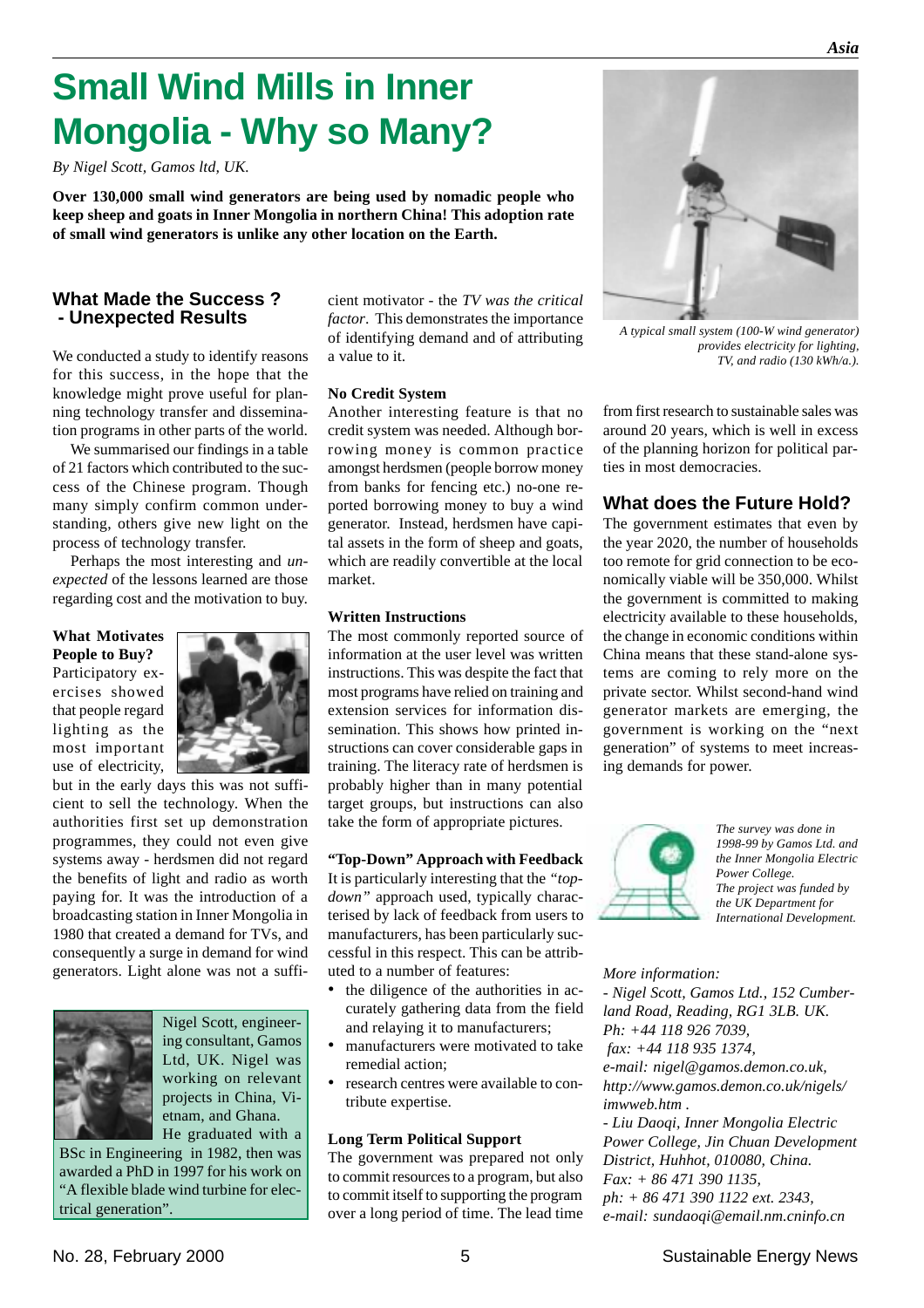# Small Wind Mills in Inner Mongolia - Why so Many?

*By Nigel Scott, Gamos ltd, UK.*

**Over 130,000 small wind generators are being used by nomadic people who keep sheep and goats in Inner Mongolia in northern China! This adoption rate of small wind generators is unlike any other location on the Earth.**

A typical small system (100-W wind generator) provides electricity for lighting, TV, and radio (130 kWh/a.).

## What Made the Success ? - Unexpected Results

We conducted a study to identify reasons for this success, in the hope that the knowledge might prove useful for planning technology transfer and dissemination programs in other parts of the world.

We summarised our findings in a table of 21 factors which contributed to the success of the Chinese program. Though many simply confirm common understanding, others give new light on the process of technology transfer.

Perhaps the most interesting and *unexpected* of the lessons learned are those regarding cost and the motivation to buy.

### What Motivates People to Buy?

Participatory exercises showed that people regard lighting as the most important use of electricity, but in the early days this was not sufficient to sell the technology. When the authorities first set up demonstration programmes, they could not even give systems away - herdsmen did not regard the benefits of light and radio as worth paying for. It was the introduction of a broadcasting station in Inner Mongolia in 1980 that created a demand for TVs, and consequently a surge in demand for wind generators. Light alone was not a sufficient motivator - the *TV was the critical factor*. This demonstrates the importance of identifying demand and of attributing a value to it.

Nigel Scott, engineering consultant, Gamos Ltd, UK. Nigel was working on relevant projects in China, Vietnam, and Ghana. He graduated with a BSc in Engineering in 1982, then was awarded a PhD in 1997 for his work on "A flexible blade wind turbine for electrical generation".

### No Credit System

Another interesting feature is that no credit system was needed. Although borrowing money is common practice amongst herdsmen (people borrow money from banks for fencing etc.) no-one reported borrowing money to buy a wind generator. Instead, herdsmen have capital assets in the form of sheep and goats, which are readily convertible at the local market.

### Written Instructions

The most commonly reported source of information at the user level was written instructions. This was despite the fact that most programs have relied on training and extension services for information dissemination. This shows how printed instructions can cover considerable gaps in training. The literacy rate of herdsmen is probably higher than in many potential target groups, but instructions can also take the form of appropriate pictures.

### "Top-Down" Approach with Feedback

It is particularly interesting that the *"top-down"* approach used, typically characterised by lack of feedback from users to manufacturers, has been particularly successful in this respect. This can be attributed to a number of features:

- the diligence of the authorities in accurately gathering data from the field and relaying it to manufacturers;
- manufacturers were motivated to take remedial action;
- research centres were available to contribute expertise.

### Long Term Political Support

The government was prepared not only to commit resources to a program, but also to commit itself to supporting the program over a long period of time. The lead time from first research to sustainable sales was around 20 years, which is well in excess of the planning horizon for political parties in most democracies.

## What does the Future Hold?

The government estimates that even by the year 2020, the number of households too remote for grid connection to be economically viable will be 350,000. Whilst the government is committed to making electricity available to these households, the change in economic conditions within China means that these stand-alone systems are coming to rely more on the private sector. Whilst second-hand wind generator markets are emerging, the government is working on the "next generation" of systems to meet increasing demands for power.

*The survey was done in 1998-99 by Gamos Ltd. and the Inner Mongolia Electric Power College. The project was funded by the UK Department for International Development.*

*More information:*

*- Nigel Scott, Gamos Ltd., 152 Cumberland Road, Reading, RG1 3LB. UK. Ph: +44 118 926 7039, fax: +44 118 935 1374, e-mail: nigel@gamos.demon.co.uk, http://www.gamos.demon.co.uk/nigels/imwweb.htm .*

*- Liu Daoqi, Inner Mongolia Electric Power College, Jin Chuan Development District, Huhhot, 010080, China. Fax: + 86 471 390 1135, ph: + 86 471 390 1122 ext. 2343, e-mail: sundaoqi@email.nm.cninfo.cn*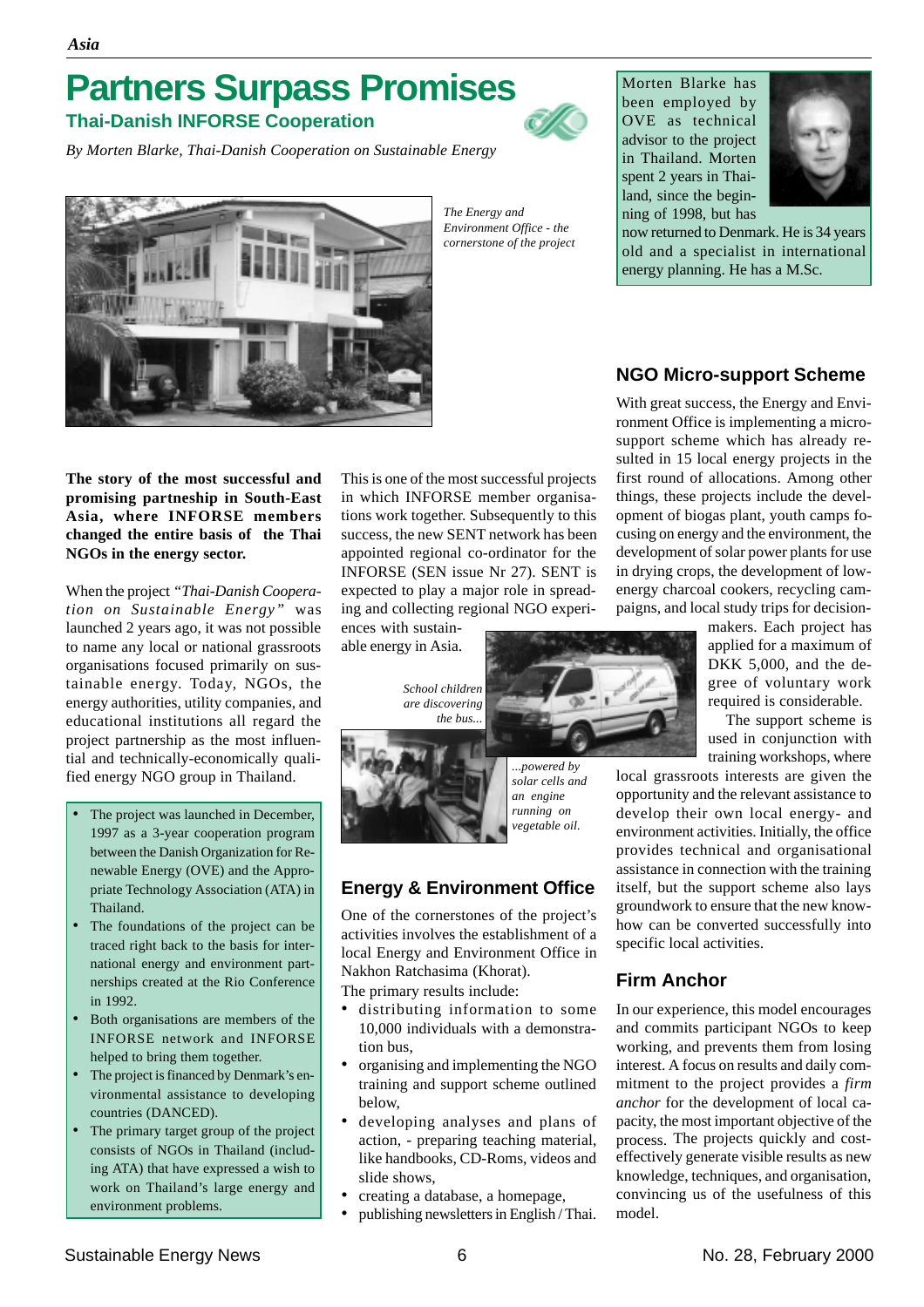# Partners Surpass Promises

## Thai-Danish INFORSE Cooperation

*By Morten Blarke, Thai-Danish Cooperation on Sustainable Energy*

*The Energy and Environment Office - the cornerstone of the project*

Morten Blarke has been employed by OVE as technical advisor to the project in Thailand. Morten spent 2 years in Thailand, since the beginning of 1998, but has now returned to Denmark. He is 34 years old and a specialist in international energy planning. He has a M.Sc.

**The story of the most successful and promising partneship in South-East Asia, where INFORSE members changed the entire basis of the Thai NGOs in the energy sector.**

When the project *"Thai-Danish Cooperation on Sustainable Energy"* was launched 2 years ago, it was not possible to name any local or national grassroots organisations focused primarily on sustainable energy. Today, NGOs, the energy authorities, utility companies, and educational institutions all regard the project partnership as the most influential and technically-economically qualified energy NGO group in Thailand.

- The project was launched in December, 1997 as a 3-year cooperation program between the Danish Organization for Renewable Energy (OVE) and the Appropriate Technology Association (ATA) in Thailand.
- The foundations of the project can be traced right back to the basis for international energy and environment partnerships created at the Rio Conference in 1992.
- Both organisations are members of the INFORSE network and INFORSE helped to bring them together.
- The project is financed by Denmark's environmental assistance to developing countries (DANCED).
- The primary target group of the project consists of NGOs in Thailand (including ATA) that have expressed a wish to work on Thailand's large energy and environment problems.

This is one of the most successful projects in which INFORSE member organisations work together. Subsequently to this success, the new SENT network has been appointed regional co-ordinator for the INFORSE (SEN issue Nr 27). SENT is expected to play a major role in spreading and collecting regional NGO experiences with sustainable energy in Asia.

*School children are discovering the bus...*

*...powered by solar cells and an engine running on vegetable oil.*

### Energy & Environment Office

One of the cornerstones of the project's activities involves the establishment of a local Energy and Environment Office in Nakhon Ratchasima (Khorat).

The primary results include:

- distributing information to some 10,000 individuals with a demonstration bus,
- organising and implementing the NGO training and support scheme outlined below,
- developing analyses and plans of action, - preparing teaching material, like handbooks, CD-Roms, videos and slide shows,
- creating a database, a homepage,
- publishing newsletters in English / Thai.

### NGO Micro-support Scheme

With great success, the Energy and Environment Office is implementing a micro-support scheme which has already resulted in 15 local energy projects in the first round of allocations. Among other things, these projects include the development of biogas plant, youth camps focusing on energy and the environment, the development of solar power plants for use in drying crops, the development of low-energy charcoal cookers, recycling campaigns, and local study trips for decision-makers. Each project has applied for a maximum of DKK 5,000, and the degree of voluntary work required is considerable.

The support scheme is used in conjunction with training workshops, where local grassroots interests are given the opportunity and the relevant assistance to develop their own local energy- and environment activities. Initially, the office provides technical and organisational assistance in connection with the training itself, but the support scheme also lays groundwork to ensure that the new know-how can be converted successfully into specific local activities.

### Firm Anchor

In our experience, this model encourages and commits participant NGOs to keep working, and prevents them from losing interest. A focus on results and daily commitment to the project provides a *firm anchor* for the development of local capacity, the most important objective of the process. The projects quickly and cost-effectively generate visible results as new knowledge, techniques, and organisation, convincing us of the usefulness of this model.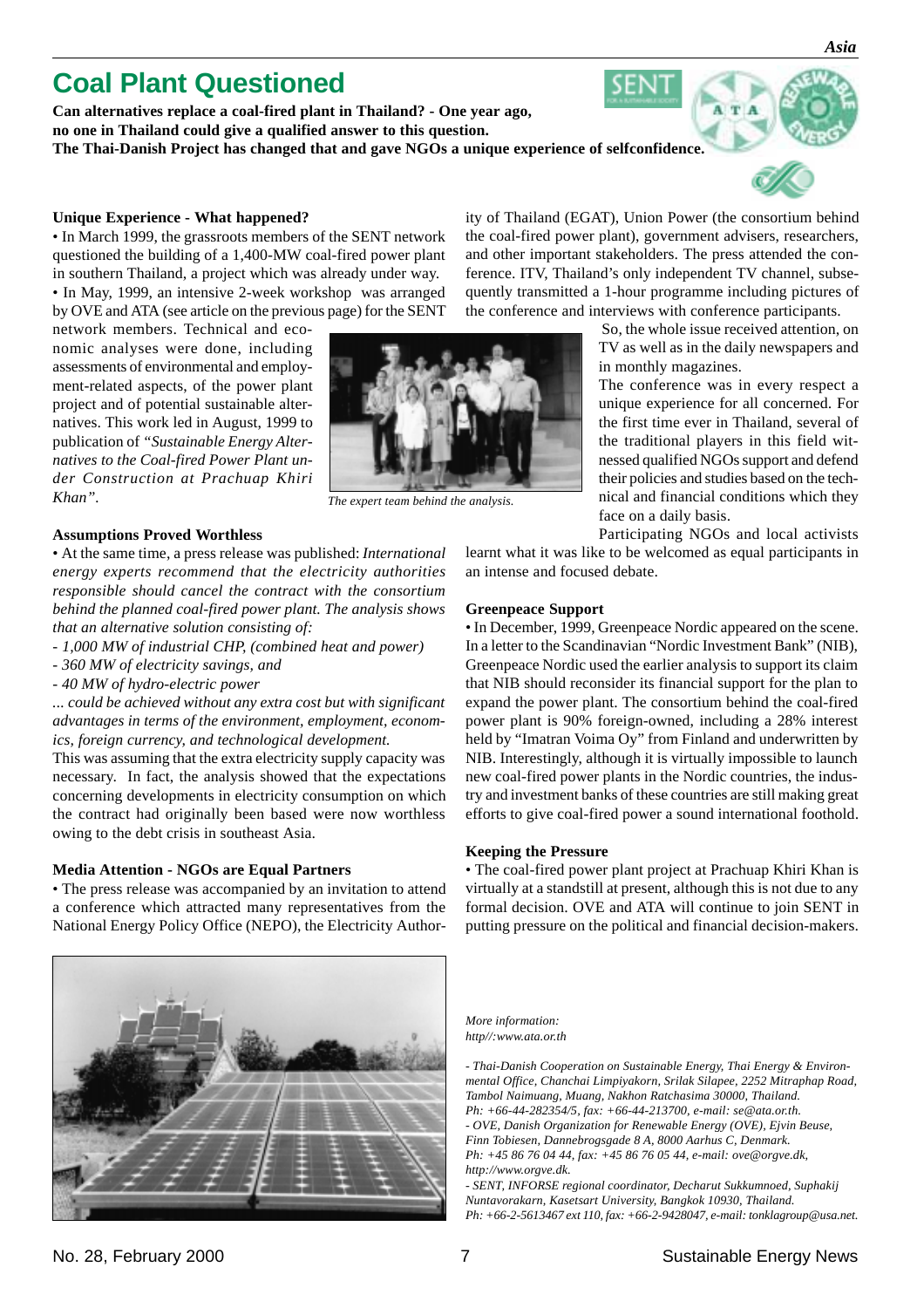# Coal Plant Questioned

**Can alternatives replace a coal-fired plant in Thailand? - One year ago, no one in Thailand could give a qualified answer to this question. The Thai-Danish Project has changed that and gave NGOs a unique experience of selfconfidence.**

### Unique Experience - What happened?

• In March 1999, the grassroots members of the SENT network questioned the building of a 1,400-MW coal-fired power plant in southern Thailand, a project which was already under way.

• In May, 1999, an intensive 2-week workshop was arranged by OVE and ATA (see article on the previous page) for the SENT network members. Technical and economic analyses were done, including assessments of environmental and employment-related aspects, of the power plant project and of potential sustainable alternatives. This work led in August, 1999 to publication of *"Sustainable Energy Alternatives to the Coal-fired Power Plant under Construction at Prachuap Khiri Khan"*.

*The expert team behind the analysis.*

### Assumptions Proved Worthless

• At the same time, a press release was published: *International energy experts recommend that the electricity authorities responsible should cancel the contract with the consortium behind the planned coal-fired power plant. The analysis shows that an alternative solution consisting of:*

*- 1,000 MW of industrial CHP, (combined heat and power)*

*- 360 MW of electricity savings, and*

*- 40 MW of hydro-electric power*

*... could be achieved without any extra cost but with significant advantages in terms of the environment, employment, economics, foreign currency, and technological development.*

This was assuming that the extra electricity supply capacity was necessary. In fact, the analysis showed that the expectations concerning developments in electricity consumption on which the contract had originally been based were now worthless owing to the debt crisis in southeast Asia.

### Media Attention - NGOs are Equal Partners

• The press release was accompanied by an invitation to attend a conference which attracted many representatives from the National Energy Policy Office (NEPO), the Electricity Authority of Thailand (EGAT), Union Power (the consortium behind the coal-fired power plant), government advisers, researchers, and other important stakeholders. The press attended the conference. ITV, Thailand's only independent TV channel, subsequently transmitted a 1-hour programme including pictures of the conference and interviews with conference participants.

So, the whole issue received attention, on TV as well as in the daily newspapers and in monthly magazines.

The conference was in every respect a unique experience for all concerned. For the first time ever in Thailand, several of the traditional players in this field witnessed qualified NGOs support and defend their policies and studies based on the technical and financial conditions which they face on a daily basis.

Participating NGOs and local activists learnt what it was like to be welcomed as equal participants in an intense and focused debate.

### Greenpeace Support

• In December, 1999, Greenpeace Nordic appeared on the scene. In a letter to the Scandinavian "Nordic Investment Bank" (NIB), Greenpeace Nordic used the earlier analysis to support its claim that NIB should reconsider its financial support for the plan to expand the power plant. The consortium behind the coal-fired power plant is 90% foreign-owned, including a 28% interest held by "Imatran Voima Oy" from Finland and underwritten by NIB. Interestingly, although it is virtually impossible to launch new coal-fired power plants in the Nordic countries, the industry and investment banks of these countries are still making great efforts to give coal-fired power a sound international foothold.

### Keeping the Pressure

• The coal-fired power plant project at Prachuap Khiri Khan is virtually at a standstill at present, although this is not due to any formal decision. OVE and ATA will continue to join SENT in putting pressure on the political and financial decision-makers.

*More information:*
*http//:www.ata.or.th*

*- Thai-Danish Cooperation on Sustainable Energy, Thai Energy & Environmental Office, Chanchai Limpiyakorn, Srilak Silapee, 2252 Mitraphap Road, Tambol Naimuang, Muang, Nakhon Ratchasima 30000, Thailand.*
*Ph: +66-44-282354/5, fax: +66-44-213700, e-mail: se@ata.or.th.*

*- OVE, Danish Organization for Renewable Energy (OVE), Ejvin Beuse, Finn Tobiesen, Dannebrogsgade 8 A, 8000 Aarhus C, Denmark.*
*Ph: +45 86 76 04 44, fax: +45 86 76 05 44, e-mail: ove@orgve.dk, http://www.orgve.dk.*

*- SENT, INFORSE regional coordinator, Decharut Sukkumnoed, Suphakij Nuntavorakarn, Kasetsart University, Bangkok 10930, Thailand.*
*Ph: +66-2-5613467 ext 110, fax: +66-2-9428047, e-mail: tonklagroup@usa.net.*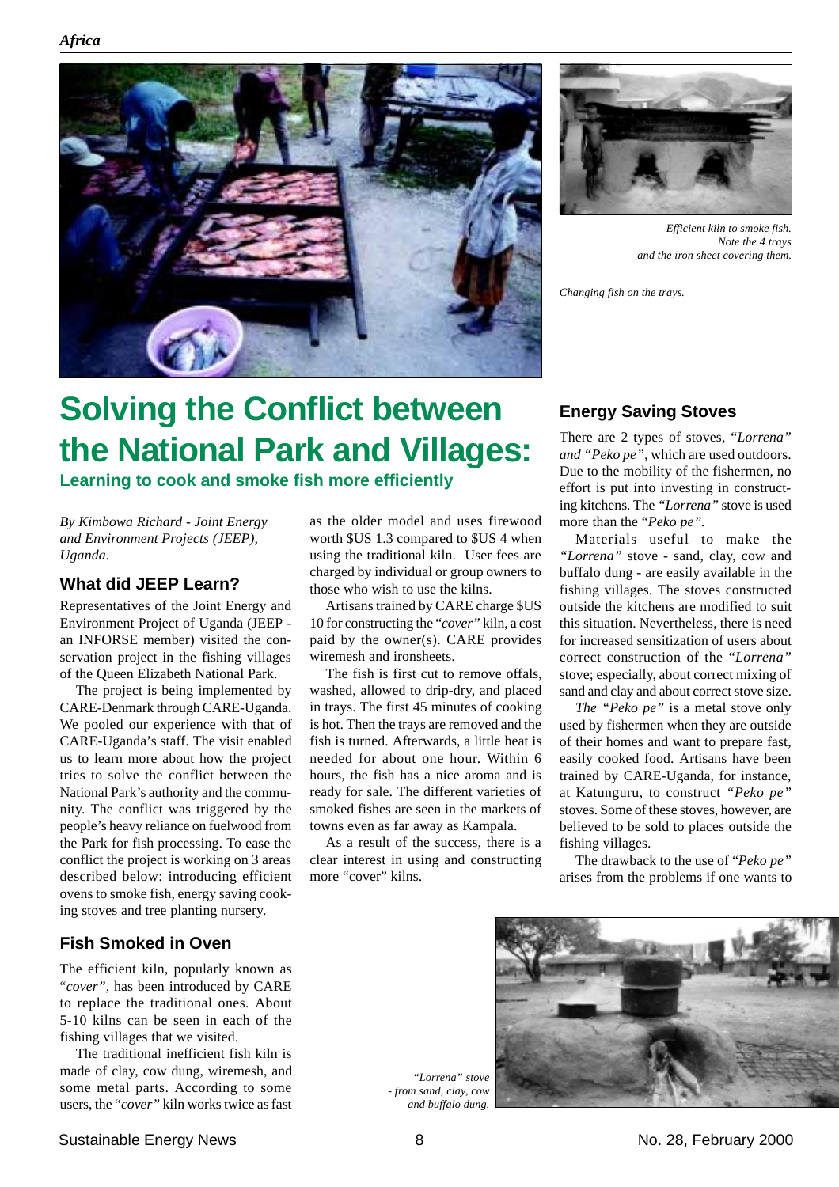Efficient kiln to smoke fish. Note the 4 trays and the iron sheet covering them.

Changing fish on the trays.

# Solving the Conflict between the National Park and Villages:

## Learning to cook and smoke fish more efficiently

*By Kimbowa Richard - Joint Energy and Environment Projects (JEEP), Uganda.*

### What did JEEP Learn?

Representatives of the Joint Energy and Environment Project of Uganda (JEEP - an INFORSE member) visited the conservation project in the fishing villages of the Queen Elizabeth National Park.

The project is being implemented by CARE-Denmark through CARE-Uganda. We pooled our experience with that of CARE-Uganda's staff. The visit enabled us to learn more about how the project tries to solve the conflict between the National Park's authority and the community. The conflict was triggered by the people's heavy reliance on fuelwood from the Park for fish processing. To ease the conflict the project is working on 3 areas described below: introducing efficient ovens to smoke fish, energy saving cooking stoves and tree planting nursery.

### Fish Smoked in Oven

The efficient kiln, popularly known as "*cover"*, has been introduced by CARE to replace the traditional ones. About 5-10 kilns can be seen in each of the fishing villages that we visited.

The traditional inefficient fish kiln is made of clay, cow dung, wiremesh, and some metal parts. According to some users, the "*cover"* kiln works twice as fast as the older model and uses firewood worth $US 1.3 compared to $US 4 when using the traditional kiln. User fees are charged by individual or group owners to those who wish to use the kilns.

Artisans trained by CARE charge $US 10 for constructing the "*cover"* kiln, a cost paid by the owner(s). CARE provides wiremesh and ironsheets.

The fish is first cut to remove offals, washed, allowed to drip-dry, and placed in trays. The first 45 minutes of cooking is hot. Then the trays are removed and the fish is turned. Afterwards, a little heat is needed for about one hour. Within 6 hours, the fish has a nice aroma and is ready for sale. The different varieties of smoked fishes are seen in the markets of towns even as far away as Kampala.

As a result of the success, there is a clear interest in using and constructing more "cover" kilns.

### Energy Saving Stoves

There are 2 types of stoves, *"Lorrena" and "Peko pe"*, which are used outdoors. Due to the mobility of the fishermen, no effort is put into investing in constructing kitchens. The *"Lorrena"* stove is used more than the "*Peko pe".*

Materials useful to make the *"Lorrena"* stove - sand, clay, cow and buffalo dung - are easily available in the fishing villages. The stoves constructed outside the kitchens are modified to suit this situation. Nevertheless, there is need for increased sensitization of users about correct construction of the *"Lorrena"* stove; especially, about correct mixing of sand and clay and about correct stove size.

*The "Peko pe"* is a metal stove only used by fishermen when they are outside of their homes and want to prepare fast, easily cooked food. Artisans have been trained by CARE-Uganda, for instance, at Katunguru, to construct *"Peko pe"* stoves. Some of these stoves, however, are believed to be sold to places outside the fishing villages.

The drawback to the use of "*Peko pe"* arises from the problems if one wants to

*"Lorrena" stove - from sand, clay, cow and buffalo dung.*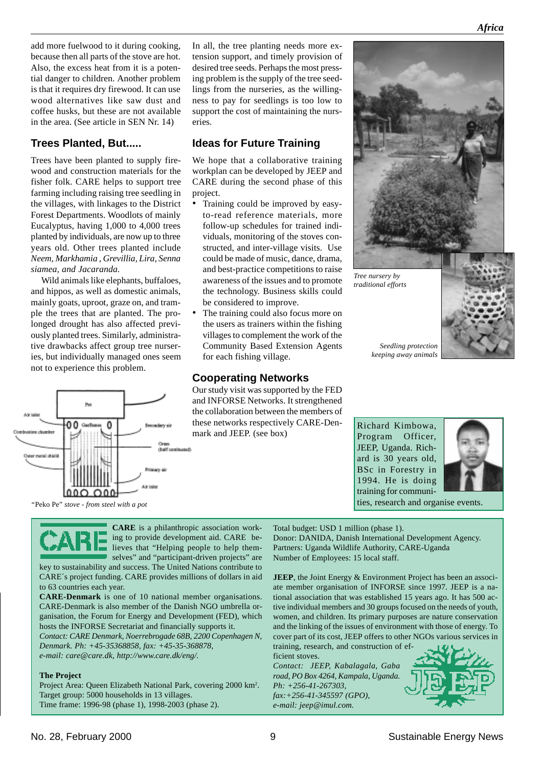add more fuelwood to it during cooking, because then all parts of the stove are hot. Also, the excess heat from it is a potential danger to children. Another problem is that it requires dry firewood. It can use wood alternatives like saw dust and coffee husks, but these are not available in the area. (See article in SEN Nr. 14)

## Trees Planted, But.....

Trees have been planted to supply firewood and construction materials for the fisher folk. CARE helps to support tree farming including raising tree seedling in the villages, with linkages to the District Forest Departments. Woodlots of mainly Eucalyptus, having 1,000 to 4,000 trees planted by individuals, are now up to three years old. Other trees planted include *Neem, Markhamia , Grevillia, Lira, Senna siamea, and Jacaranda.*

Wild animals like elephants, buffaloes, and hippos, as well as domestic animals, mainly goats, uproot, graze on, and trample the trees that are planted. The prolonged drought has also affected previously planted trees. Similarly, administrative drawbacks affect group tree nurseries, but individually managed ones seem not to experience this problem.

"Peko Pe" *stove - from steel with a pot*

In all, the tree planting needs more extension support, and timely provision of desired tree seeds. Perhaps the most pressing problem is the supply of the tree seedlings from the nurseries, as the willingness to pay for seedlings is too low to support the cost of maintaining the nurseries.

## Ideas for Future Training

We hope that a collaborative training workplan can be developed by JEEP and CARE during the second phase of this project.

- Training could be improved by easy-to-read reference materials, more follow-up schedules for trained individuals, monitoring of the stoves constructed, and inter-village visits. Use could be made of music, dance, drama, and best-practice competitions to raise awareness of the issues and to promote the technology. Business skills could be considered to improve.
- The training could also focus more on the users as trainers within the fishing villages to complement the work of the Community Based Extension Agents for each fishing village.

## Cooperating Networks

Our study visit was supported by the FED and INFORSE Networks. It strengthened the collaboration between the members of these networks respectively CARE-Denmark and JEEP. (see box)

*Tree nursery by traditional efforts*

*Seedling protection keeping away animals*

Richard Kimbowa, Program Officer, JEEP, Uganda. Richard is 30 years old, BSc in Forestry in 1994. He is doing training for communities, research and organise events.

---

**CARE** is a philanthropic association working to provide development aid. CARE believes that "Helping people to help themselves" and "participant-driven projects" are key to sustainability and success. The United Nations contribute to CARE´s project funding. CARE provides millions of dollars in aid to 63 countries each year.

**CARE-Denmark** is one of 10 national member organisations. CARE-Denmark is also member of the Danish NGO umbrella organisation, the Forum for Energy and Development (FED), which hosts the INFORSE Secretariat and financially supports it.

*Contact: CARE Denmark, Noerrebrogade 68B, 2200 Copenhagen N, Denmark. Ph: +45-35368858, fax: +45-35-368878, e-mail: care@care.dk, http://www.care.dk/eng/.*

**The Project**

Project Area: Queen Elizabeth National Park, covering 2000 km$^2$.
Target group: 5000 households in 13 villages.
Time frame: 1996-98 (phase 1), 1998-2003 (phase 2).
Total budget: USD 1 million (phase 1).
Donor: DANIDA, Danish International Development Agency.
Partners: Uganda Wildlife Authority, CARE-Uganda
Number of Employees: 15 local staff.

**JEEP**, the Joint Energy & Environment Project has been an associate member organisation of INFORSE since 1997. JEEP is a national association that was established 15 years ago. It has 500 active individual members and 30 groups focused on the needs of youth, women, and children. Its primary purposes are nature conservation and the linking of the issues of environment with those of energy. To cover part of its cost, JEEP offers to other NGOs various services in training, research, and construction of efficient stoves.

*Contact: JEEP, Kabalagala, Gaba road, PO Box 4264, Kampala, Uganda. Ph: +256-41-267303, fax:+256-41-345597 (GPO), e-mail: jeep@imul.com.*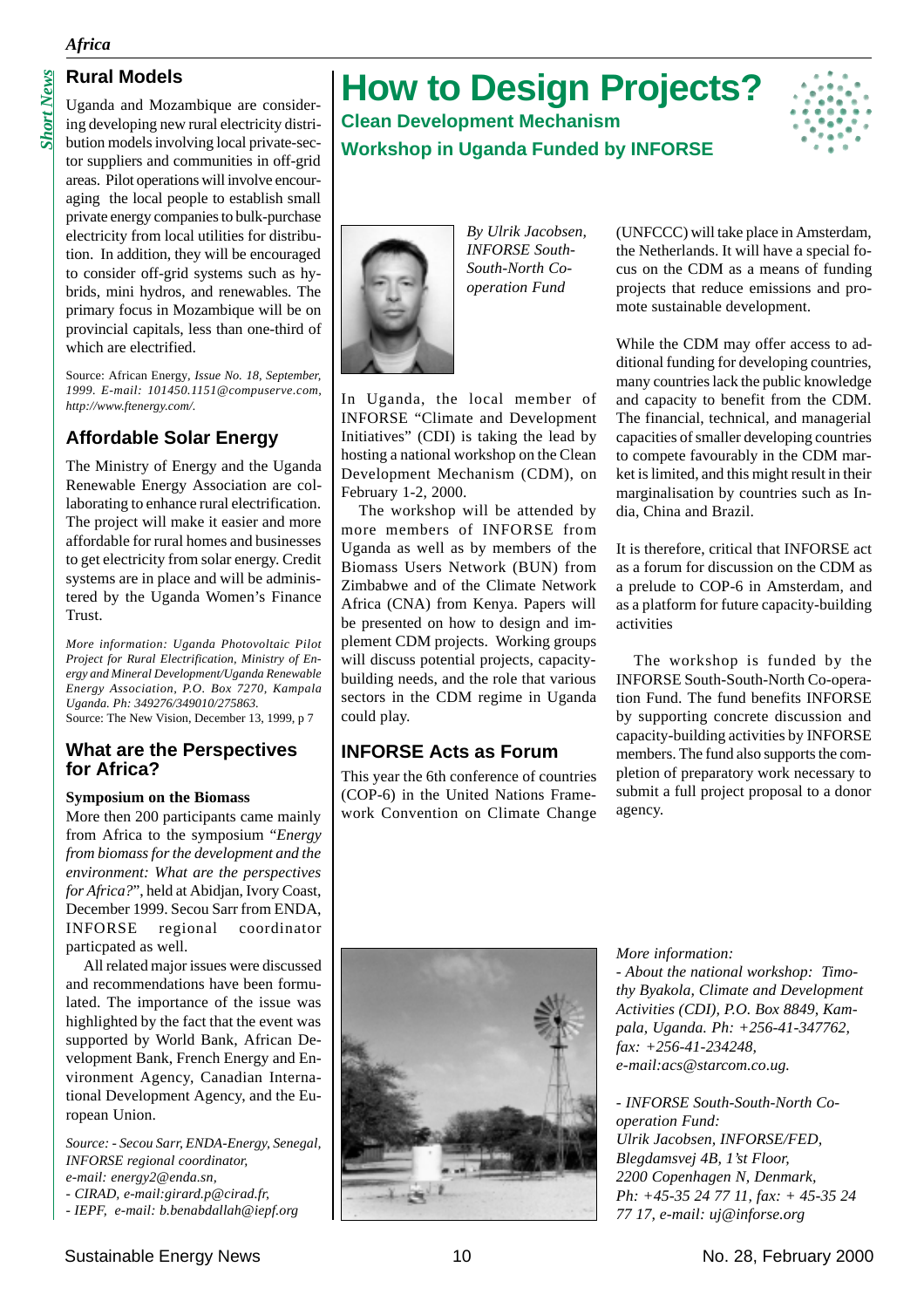## Rural Models

Uganda and Mozambique are considering developing new rural electricity distribution models involving local private-sector suppliers and communities in off-grid areas. Pilot operations will involve encouraging the local people to establish small private energy companies to bulk-purchase electricity from local utilities for distribution. In addition, they will be encouraged to consider off-grid systems such as hybrids, mini hydros, and renewables. The primary focus in Mozambique will be on provincial capitals, less than one-third of which are electrified.

Source: African Energy, *Issue No. 18, September, 1999. E-mail: 101450.1151@compuserve.com, http://www.ftenergy.com/.*

## Affordable Solar Energy

The Ministry of Energy and the Uganda Renewable Energy Association are collaborating to enhance rural electrification. The project will make it easier and more affordable for rural homes and businesses to get electricity from solar energy. Credit systems are in place and will be administered by the Uganda Women's Finance Trust.

*More information: Uganda Photovoltaic Pilot Project for Rural Electrification, Ministry of Energy and Mineral Development/Uganda Renewable Energy Association, P.O. Box 7270, Kampala Uganda. Ph: 349276/349010/275863.*
Source: The New Vision, December 13, 1999, p 7

## What are the Perspectives for Africa?

**Symposium on the Biomass**

More then 200 participants came mainly from Africa to the symposium "*Energy from biomass for the development and the environment: What are the perspectives for Africa?*", held at Abidjan, Ivory Coast, December 1999. Secou Sarr from ENDA, INFORSE regional coordinator particpated as well.

All related major issues were discussed and recommendations have been formulated. The importance of the issue was highlighted by the fact that the event was supported by World Bank, African Development Bank, French Energy and Environment Agency, Canadian International Development Agency, and the European Union.

*Source: - Secou Sarr, ENDA-Energy, Senegal, INFORSE regional coordinator,*
*e-mail: energy2@enda.sn,*
*- CIRAD, e-mail:girard.p@cirad.fr,*
*- IEPF, e-mail: b.benabdallah@iepf.org*

# How to Design Projects?

### Clean Development Mechanism
### Workshop in Uganda Funded by INFORSE

*By Ulrik Jacobsen, INFORSE South-South-North Co-operation Fund*

In Uganda, the local member of INFORSE "Climate and Development Initiatives" (CDI) is taking the lead by hosting a national workshop on the Clean Development Mechanism (CDM), on February 1-2, 2000.

The workshop will be attended by more members of INFORSE from Uganda as well as by members of the Biomass Users Network (BUN) from Zimbabwe and of the Climate Network Africa (CNA) from Kenya. Papers will be presented on how to design and implement CDM projects. Working groups will discuss potential projects, capacity-building needs, and the role that various sectors in the CDM regime in Uganda could play.

## INFORSE Acts as Forum

This year the 6th conference of countries (COP-6) in the United Nations Framework Convention on Climate Change (UNFCCC) will take place in Amsterdam, the Netherlands. It will have a special focus on the CDM as a means of funding projects that reduce emissions and promote sustainable development.

While the CDM may offer access to additional funding for developing countries, many countries lack the public knowledge and capacity to benefit from the CDM. The financial, technical, and managerial capacities of smaller developing countries to compete favourably in the CDM market is limited, and this might result in their marginalisation by countries such as India, China and Brazil.

It is therefore, critical that INFORSE act as a forum for discussion on the CDM as a prelude to COP-6 in Amsterdam, and as a platform for future capacity-building activities

The workshop is funded by the INFORSE South-South-North Co-operation Fund. The fund benefits INFORSE by supporting concrete discussion and capacity-building activities by INFORSE members. The fund also supports the completion of preparatory work necessary to submit a full project proposal to a donor agency.

*More information:*
*- About the national workshop: Timothy Byakola, Climate and Development Activities (CDI), P.O. Box 8849, Kampala, Uganda. Ph: +256-41-347762, fax: +256-41-234248, e-mail:acs@starcom.co.ug.*

*- INFORSE South-South-North Co-operation Fund:*
*Ulrik Jacobsen, INFORSE/FED, Blegdamsvej 4B, 1'st Floor, 2200 Copenhagen N, Denmark, Ph: +45-35 24 77 11, fax: + 45-35 24 77 17, e-mail: uj@inforse.org*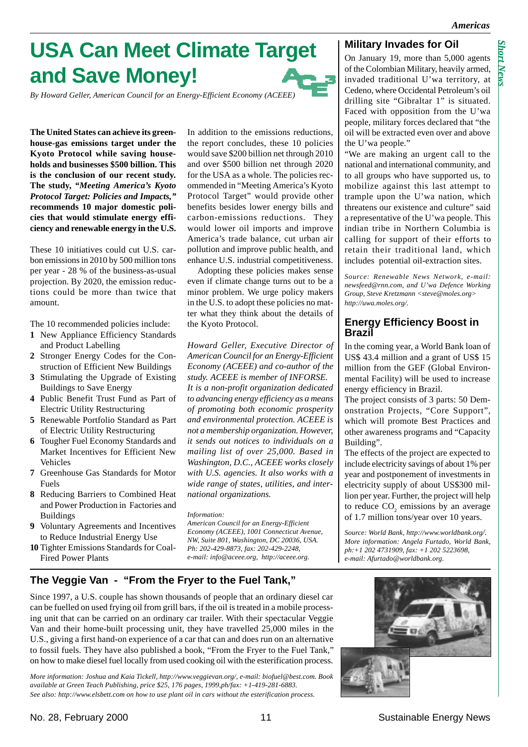# USA Can Meet Climate Target and Save Money!

*By Howard Geller, American Council for an Energy-Efficient Economy (ACEEE)*

**The United States can achieve its greenhouse-gas emissions target under the Kyoto Protocol while saving households and businesses $500 billion. This is the conclusion of our recent study. The study, *"Meeting America's Kyoto Protocol Target: Policies and Impacts,"* recommends 10 major domestic policies that would stimulate energy efficiency and renewable energy in the U.S.**

These 10 initiatives could cut U.S. carbon emissions in 2010 by 500 million tons per year - 28 % of the business-as-usual projection. By 2020, the emission reductions could be more than twice that amount.

The 10 recommended policies include:

1. New Appliance Efficiency Standards and Product Labelling
2. Stronger Energy Codes for the Construction of Efficient New Buildings
3. Stimulating the Upgrade of Existing Buildings to Save Energy
4. Public Benefit Trust Fund as Part of Electric Utility Restructuring
5. Renewable Portfolio Standard as Part of Electric Utility Restructuring
6. Tougher Fuel Economy Standards and Market Incentives for Efficient New Vehicles
7. Greenhouse Gas Standards for Motor Fuels
8. Reducing Barriers to Combined Heat and Power Production in Factories and Buildings
9. Voluntary Agreements and Incentives to Reduce Industrial Energy Use
10. Tighter Emissions Standards for Coal-Fired Power Plants

In addition to the emissions reductions, the report concludes, these 10 policies would save $200 billion net through 2010 and over $500 billion net through 2020 for the USA as a whole. The policies recommended in "Meeting America's Kyoto Protocol Target" would provide other benefits besides lower energy bills and carbon-emissions reductions. They would lower oil imports and improve America's trade balance, cut urban air pollution and improve public health, and enhance U.S. industrial competitiveness.

Adopting these policies makes sense even if climate change turns out to be a minor problem. We urge policy makers in the U.S. to adopt these policies no matter what they think about the details of the Kyoto Protocol.

*Howard Geller, Executive Director of American Council for an Energy-Efficient Economy (ACEEE) and co-author of the study. ACEEE is member of INFORSE. It is a non-profit organization dedicated to advancing energy efficiency as a means of promoting both economic prosperity and environmental protection. ACEEE is not a membership organization. However, it sends out notices to individuals on a mailing list of over 25,000. Based in Washington, D.C., ACEEE works closely with U.S. agencies. It also works with a wide range of states, utilities, and international organizations.*

*Information:*
*American Council for an Energy-Efficient Economy (ACEEE), 1001 Connecticut Avenue, NW, Suite 801, Washington, DC 20036, USA. Ph: 202-429-8873, fax: 202-429-2248, e-mail: info@aceee.org, http://aceee.org.*

## Military Invades for Oil

On January 19, more than 5,000 agents of the Colombian Military, heavily armed, invaded traditional U'wa territory, at Cedeno, where Occidental Petroleum's oil drilling site "Gibraltar 1" is situated. Faced with opposition from the U'wa people, military forces declared that "the oil will be extracted even over and above the U'wa people."

"We are making an urgent call to the national and international community, and to all groups who have supported us, to mobilize against this last attempt to trample upon the U'wa nation, which threatens our existence and culture" said a representative of the U'wa people. This indian tribe in Northern Columbia is calling for support of their efforts to retain their traditional land, which includes potential oil-extraction sites.

*Source: Renewable News Network, e-mail: newsfeed@rnn.com, and U'wa Defence Working Group, Steve Kretzmann <steve@moles.org> http://uwa.moles.org/.*

## Energy Efficiency Boost in Brazil

In the coming year, a World Bank loan of US$ 43.4 million and a grant of US$ 15 million from the GEF (Global Environmental Facility) will be used to increase energy efficiency in Brazil.

The project consists of 3 parts: 50 Demonstration Projects, "Core Support", which will promote Best Practices and other awareness programs and "Capacity Building".

The effects of the project are expected to include electricity savings of about 1% per year and postponement of investments in electricity supply of about US$300 million per year. Further, the project will help to reduce $CO_2$ emissions by an average of 1.7 million tons/year over 10 years.

*Source: World Bank, http://www.worldbank.org/. More information: Angela Furtado, World Bank, ph:+1 202 4731909, fax: +1 202 5223698, e-mail: Afurtado@worldbank.org.*

## The Veggie Van - "From the Fryer to the Fuel Tank,"

Since 1997, a U.S. couple has shown thousands of people that an ordinary diesel car can be fuelled on used frying oil from grill bars, if the oil is treated in a mobile processing unit that can be carried on an ordinary car trailer. With their spectacular Veggie Van and their home-built processing unit, they have travelled 25,000 miles in the U.S., giving a first hand-on experience of a car that can and does run on an alternative to fossil fuels. They have also published a book, "From the Fryer to the Fuel Tank," on how to make diesel fuel locally from used cooking oil with the esterification process.

*More information: Joshua and Kaia Tickell, http://www.veggievan.org/, e-mail: biofuel@best.com. Book available at Green Teach Publishing, price $25, 176 pages, 1999,ph/fax: +1-419-281-6883. See also: http://www.elsbett.com on how to use plant oil in cars without the esterification process.*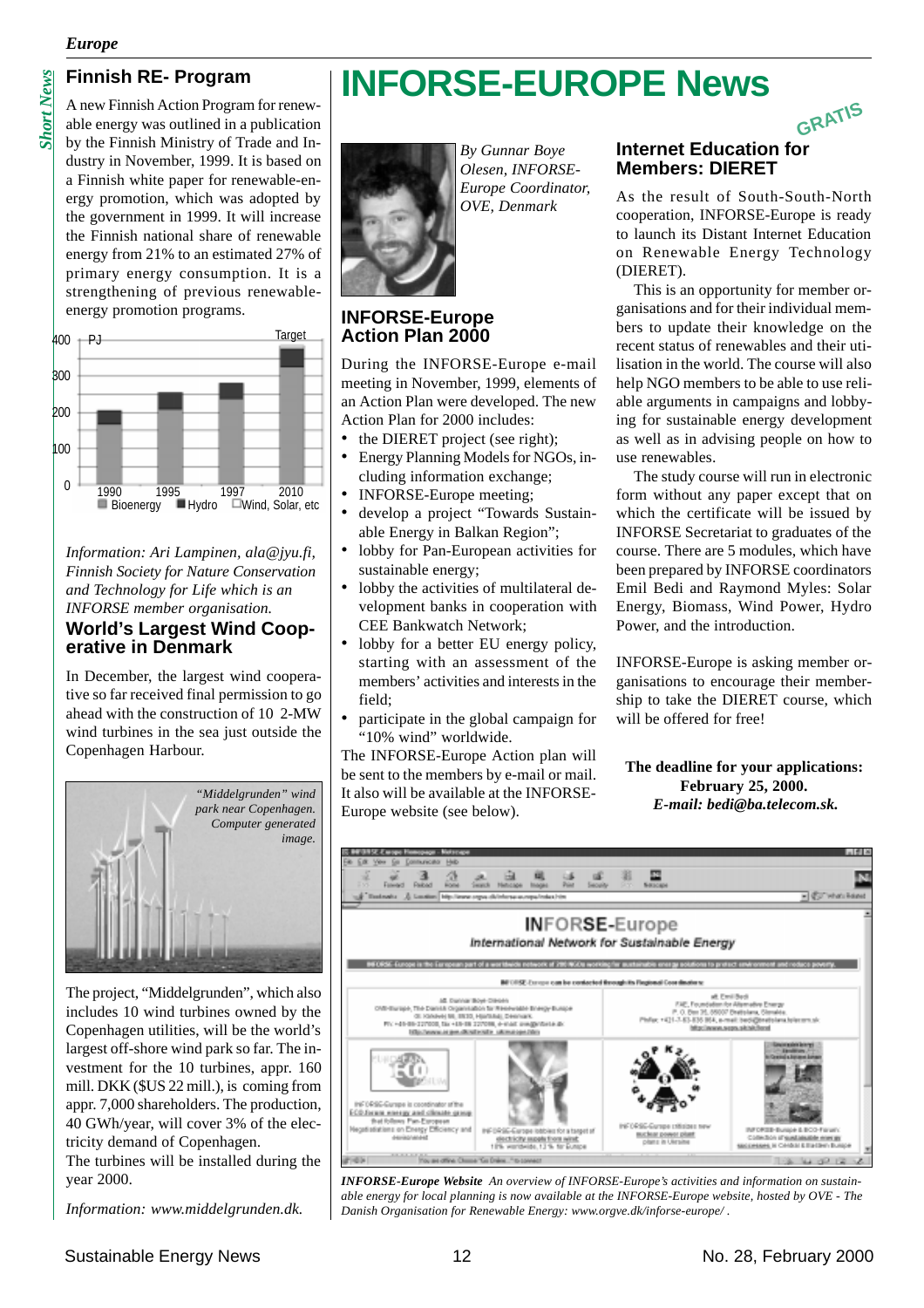## Finnish RE- Program

A new Finnish Action Program for renewable energy was outlined in a publication by the Finnish Ministry of Trade and Industry in November, 1999. It is based on a Finnish white paper for renewable-energy promotion, which was adopted by the government in 1999. It will increase the Finnish national share of renewable energy from 21% to an estimated 27% of primary energy consumption. It is a strengthening of previous renewable-energy promotion programs.

*Information: Ari Lampinen, ala@jyu.fi, Finnish Society for Nature Conservation and Technology for Life which is an INFORSE member organisation.*

## World's Largest Wind Cooperative in Denmark

In December, the largest wind cooperative so far received final permission to go ahead with the construction of 10 2-MW wind turbines in the sea just outside the Copenhagen Harbour.

*"Middelgrunden" wind park near Copenhagen. Computer generated image.*

The project, "Middelgrunden", which also includes 10 wind turbines owned by the Copenhagen utilities, will be the world's largest off-shore wind park so far. The investment for the 10 turbines, appr. 160 mill. DKK ($US 22 mill.), is coming from appr. 7,000 shareholders. The production, 40 GWh/year, will cover 3% of the electricity demand of Copenhagen.

The turbines will be installed during the year 2000.

*Information: www.middelgrunden.dk.*

# INFORSE-EUROPE News

*By Gunnar Boye Olesen, INFORSE-Europe Coordinator, OVE, Denmark*

## INFORSE-Europe Action Plan 2000

During the INFORSE-Europe e-mail meeting in November, 1999, elements of an Action Plan were developed. The new Action Plan for 2000 includes:

- the DIERET project (see right);
- Energy Planning Models for NGOs, including information exchange;
- INFORSE-Europe meeting;
- develop a project "Towards Sustainable Energy in Balkan Region";
- lobby for Pan-European activities for sustainable energy;
- lobby the activities of multilateral development banks in cooperation with CEE Bankwatch Network;
- lobby for a better EU energy policy, starting with an assessment of the members' activities and interests in the field;
- participate in the global campaign for "10% wind" worldwide.

The INFORSE-Europe Action plan will be sent to the members by e-mail or mail. It also will be available at the INFORSE-Europe website (see below).

GRATIS

## Internet Education for Members: DIERET

As the result of South-South-North cooperation, INFORSE-Europe is ready to launch its Distant Internet Education on Renewable Energy Technology (DIERET).

This is an opportunity for member organisations and for their individual members to update their knowledge on the recent status of renewables and their utilisation in the world. The course will also help NGO members to be able to use reliable arguments in campaigns and lobbying for sustainable energy development as well as in advising people on how to use renewables.

The study course will run in electronic form without any paper except that on which the certificate will be issued by INFORSE Secretariat to graduates of the course. There are 5 modules, which have been prepared by INFORSE coordinators Emil Bedi and Raymond Myles: Solar Energy, Biomass, Wind Power, Hydro Power, and the introduction.

INFORSE-Europe is asking member organisations to encourage their membership to take the DIERET course, which will be offered for free!

**The deadline for your applications: February 25, 2000.**
***E-mail: bedi@ba.telecom.sk.***

***INFORSE-Europe Website*** *An overview of INFORSE-Europe's activities and information on sustainable energy for local planning is now available at the INFORSE-Europe website, hosted by OVE - The Danish Organisation for Renewable Energy: www.orgve.dk/inforse-europe/ .*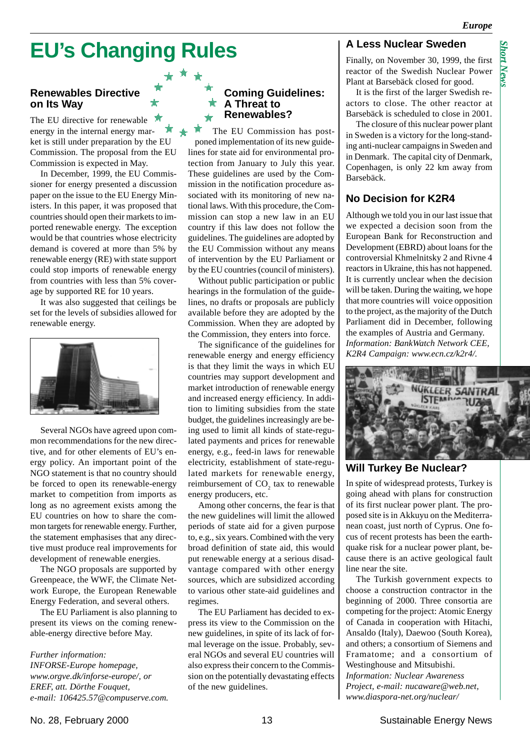// EU's Changing Rules

## Renewables Directive on Its Way

The EU directive for renewable energy in the internal energy market is still under preparation by the EU Commission. The proposal from the EU Commission is expected in May.

In December, 1999, the EU Commissioner for energy presented a discussion paper on the issue to the EU Energy Ministers. In this paper, it was proposed that countries should open their markets to imported renewable energy. The exception would be that countries whose electricity demand is covered at more than 5% by renewable energy (RE) with state support could stop imports of renewable energy from countries with less than 5% coverage by supported RE for 10 years.

It was also suggested that ceilings be set for the levels of subsidies allowed for renewable energy.

Several NGOs have agreed upon common recommendations for the new directive, and for other elements of EU's energy policy. An important point of the NGO statement is that no country should be forced to open its renewable-energy market to competition from imports as long as no agreement exists among the EU countries on how to share the common targets for renewable energy. Further, the statement emphasises that any directive must produce real improvements for development of renewable energies.

The NGO proposals are supported by Greenpeace, the WWF, the Climate Network Europe, the European Renewable Energy Federation, and several others.

The EU Parliament is also planning to present its views on the coming renewable-energy directive before May.

*Further information:*
*INFORSE-Europe homepage, www.orgve.dk/inforse-europe/, or EREF, att. Dörthe Fouquet, e-mail: 106425.57@compuserve.com.*

## Coming Guidelines: A Threat to Renewables?

The EU Commission has postponed implementation of its new guidelines for state aid for environmental protection from January to July this year. These guidelines are used by the Commission in the notification procedure associated with its monitoring of new national laws. With this procedure, the Commission can stop a new law in an EU country if this law does not follow the guidelines. The guidelines are adopted by the EU Commission without any means of intervention by the EU Parliament or by the EU countries (council of ministers).

Without public participation or public hearings in the formulation of the guidelines, no drafts or proposals are publicly available before they are adopted by the Commission. When they are adopted by the Commission, they enters into force.

The significance of the guidelines for renewable energy and energy efficiency is that they limit the ways in which EU countries may support development and market introduction of renewable energy and increased energy efficiency. In addition to limiting subsidies from the state budget, the guidelines increasingly are being used to limit all kinds of state-regulated payments and prices for renewable energy, e.g., feed-in laws for renewable electricity, establishment of state-regulated markets for renewable energy, reimbursement of $CO_2$ tax to renewable energy producers, etc.

Among other concerns, the fear is that the new guidelines will limit the allowed periods of state aid for a given purpose to, e.g., six years. Combined with the very broad definition of state aid, this would put renewable energy at a serious disadvantage compared with other energy sources, which are subsidized according to various other state-aid guidelines and regimes.

The EU Parliament has decided to express its view to the Commission on the new guidelines, in spite of its lack of formal leverage on the issue. Probably, several NGOs and several EU countries will also express their concern to the Commission on the potentially devastating effects of the new guidelines.

## A Less Nuclear Sweden

Finally, on November 30, 1999, the first reactor of the Swedish Nuclear Power Plant at Barsebäck closed for good.

It is the first of the larger Swedish reactors to close. The other reactor at Barsebäck is scheduled to close in 2001.

The closure of this nuclear power plant in Sweden is a victory for the long-standing anti-nuclear campaigns in Sweden and in Denmark. The capital city of Denmark, Copenhagen, is only 22 km away from Barsebäck.

## No Decision for K2R4

Although we told you in our last issue that we expected a decision soon from the European Bank for Reconstruction and Development (EBRD) about loans for the controversial Khmelnitsky 2 and Rivne 4 reactors in Ukraine, this has not happened. It is currently unclear when the decision will be taken. During the waiting, we hope that more countries will voice opposition to the project, as the majority of the Dutch Parliament did in December, following the examples of Austria and Germany.
*Information: BankWatch Network CEE, K2R4 Campaign: www.ecn.cz/k2r4/.*

## Will Turkey Be Nuclear?

In spite of widespread protests, Turkey is going ahead with plans for construction of its first nuclear power plant. The proposed site is in Akkuyu on the Mediterranean coast, just north of Cyprus. One focus of recent protests has been the earthquake risk for a nuclear power plant, because there is an active geological fault line near the site.

The Turkish government expects to choose a construction contractor in the beginning of 2000. Three consortia are competing for the project: Atomic Energy of Canada in cooperation with Hitachi, Ansaldo (Italy), Daewoo (South Korea), and others; a consortium of Siemens and Framatome; and a consortium of Westinghouse and Mitsubishi.
*Information: Turkish Nuclear Awareness Project, e-mail: nucaware@web.net, www.diaspora-net.org/nuclear/*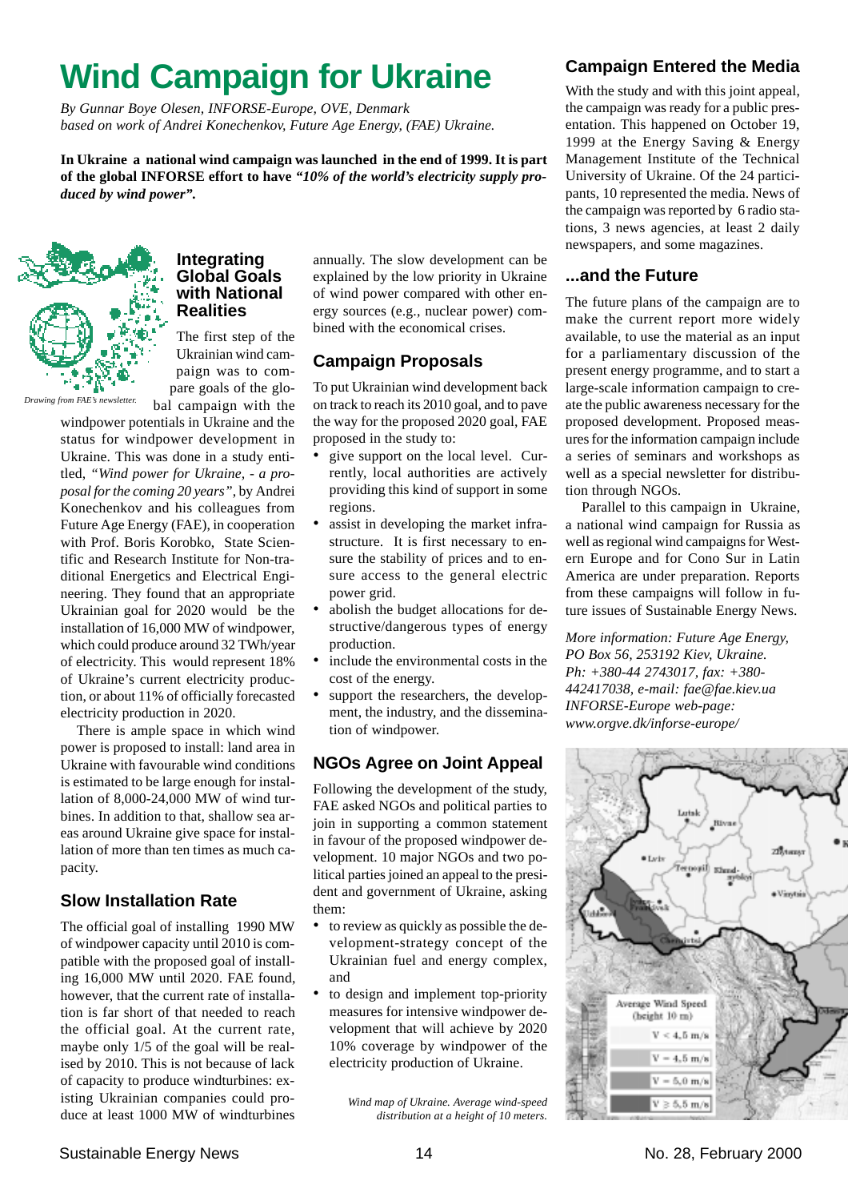# Wind Campaign for Ukraine

*By Gunnar Boye Olesen, INFORSE-Europe, OVE, Denmark*
*based on work of Andrei Konechenkov, Future Age Energy, (FAE) Ukraine.*

**In Ukraine a national wind campaign was launched in the end of 1999. It is part of the global INFORSE effort to have *"10% of the world's electricity supply produced by wind power".***

*Drawing from FAE's newsletter.*

## Integrating Global Goals with National Realities

The first step of the Ukrainian wind campaign was to compare goals of the global campaign with the windpower potentials in Ukraine and the status for windpower development in Ukraine. This was done in a study entitled, *"Wind power for Ukraine, - a proposal for the coming 20 years"*, by Andrei Konechenkov and his colleagues from Future Age Energy (FAE), in cooperation with Prof. Boris Korobko, State Scientific and Research Institute for Non-traditional Energetics and Electrical Engineering. They found that an appropriate Ukrainian goal for 2020 would be the installation of 16,000 MW of windpower, which could produce around 32 TWh/year of electricity. This would represent 18% of Ukraine's current electricity production, or about 11% of officially forecasted electricity production in 2020.

There is ample space in which wind power is proposed to install: land area in Ukraine with favourable wind conditions is estimated to be large enough for installation of 8,000-24,000 MW of wind turbines. In addition to that, shallow sea areas around Ukraine give space for installation of more than ten times as much capacity.

## Slow Installation Rate

The official goal of installing 1990 MW of windpower capacity until 2010 is compatible with the proposed goal of installing 16,000 MW until 2020. FAE found, however, that the current rate of installation is far short of that needed to reach the official goal. At the current rate, maybe only 1/5 of the goal will be realised by 2010. This is not because of lack of capacity to produce windturbines: existing Ukrainian companies could produce at least 1000 MW of windturbines annually. The slow development can be explained by the low priority in Ukraine of wind power compared with other energy sources (e.g., nuclear power) combined with the economical crises.

## Campaign Proposals

To put Ukrainian wind development back on track to reach its 2010 goal, and to pave the way for the proposed 2020 goal, FAE proposed in the study to:

- give support on the local level. Currently, local authorities are actively providing this kind of support in some regions.
- assist in developing the market infrastructure. It is first necessary to ensure the stability of prices and to ensure access to the general electric power grid.
- abolish the budget allocations for destructive/dangerous types of energy production.
- include the environmental costs in the cost of the energy.
- support the researchers, the development, the industry, and the dissemination of windpower.

## NGOs Agree on Joint Appeal

Following the development of the study, FAE asked NGOs and political parties to join in supporting a common statement in favour of the proposed windpower development. 10 major NGOs and two political parties joined an appeal to the president and government of Ukraine, asking them:

- to review as quickly as possible the development-strategy concept of the Ukrainian fuel and energy complex, and
- to design and implement top-priority measures for intensive windpower development that will achieve by 2020 10% coverage by windpower of the electricity production of Ukraine.

*Wind map of Ukraine. Average wind-speed distribution at a height of 10 meters.*

## Campaign Entered the Media

With the study and with this joint appeal, the campaign was ready for a public presentation. This happened on October 19, 1999 at the Energy Saving & Energy Management Institute of the Technical University of Ukraine. Of the 24 participants, 10 represented the media. News of the campaign was reported by 6 radio stations, 3 news agencies, at least 2 daily newspapers, and some magazines.

## ...and the Future

The future plans of the campaign are to make the current report more widely available, to use the material as an input for a parliamentary discussion of the present energy programme, and to start a large-scale information campaign to create the public awareness necessary for the proposed development. Proposed measures for the information campaign include a series of seminars and workshops as well as a special newsletter for distribution through NGOs.

Parallel to this campaign in Ukraine, a national wind campaign for Russia as well as regional wind campaigns for Western Europe and for Cono Sur in Latin America are under preparation. Reports from these campaigns will follow in future issues of Sustainable Energy News.

*More information: Future Age Energy, PO Box 56, 253192 Kiev, Ukraine. Ph: +380-44 2743017, fax: +380-442417038, e-mail: fae@fae.kiev.ua*
*INFORSE-Europe web-page: www.orgve.dk/inforse-europe/*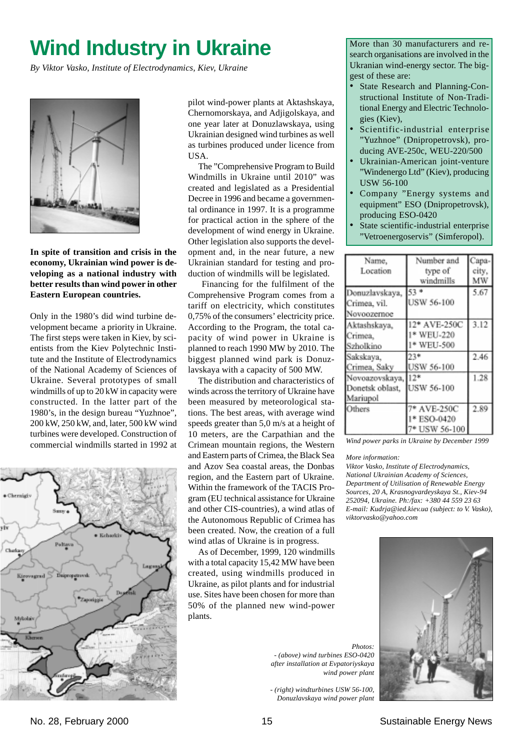# Wind Industry in Ukraine

*By Viktor Vasko, Institute of Electrodynamics, Kiev, Ukraine*

**In spite of transition and crisis in the economy, Ukrainian wind power is developing as a national industry with better results than wind power in other Eastern European countries.**

Only in the 1980's did wind turbine development became a priority in Ukraine. The first steps were taken in Kiev, by scientists from the Kiev Polytechnic Institute and the Institute of Electrodynamics of the National Academy of Sciences of Ukraine. Several prototypes of small windmills of up to 20 kW in capacity were constructed. In the latter part of the 1980's, in the design bureau "Yuzhnoe", 200 kW, 250 kW, and, later, 500 kW wind turbines were developed. Construction of commercial windmills started in 1992 at pilot wind-power plants at Aktashskaya, Chernomorskaya, and Adjigolskaya, and one year later at Donuzlawskaya, using Ukrainian designed wind turbines as well as turbines produced under licence from USA.

The "Comprehensive Program to Build Windmills in Ukraine until 2010" was created and legislated as a Presidential Decree in 1996 and became a governmental ordinance in 1997. It is a programme for practical action in the sphere of the development of wind energy in Ukraine. Other legislation also supports the development and, in the near future, a new Ukrainian standard for testing and production of windmills will be legislated.

Financing for the fulfilment of the Comprehensive Program comes from a tariff on electricity, which constitutes 0,75% of the consumers' electricity price. According to the Program, the total capacity of wind power in Ukraine is planned to reach 1990 MW by 2010. The biggest planned wind park is Donuzlavskaya with a capacity of 500 MW.

The distribution and characteristics of winds across the territory of Ukraine have been measured by meteorological stations. The best areas, with average wind speeds greater than 5,0 m/s at a height of 10 meters, are the Carpathian and the Crimean mountain regions, the Western and Eastern parts of Crimea, the Black Sea and Azov Sea coastal areas, the Donbas region, and the Eastern part of Ukraine. Within the framework of the TACIS Program (EU technical assistance for Ukraine and other CIS-countries), a wind atlas of the Autonomous Republic of Crimea has been created. Now, the creation of a full wind atlas of Ukraine is in progress.

As of December, 1999, 120 windmills with a total capacity 15,42 MW have been created, using windmills produced in Ukraine, as pilot plants and for industrial use. Sites have been chosen for more than 50% of the planned new wind-power plants.

More than 30 manufacturers and research organisations are involved in the Ukranian wind-energy sector. The biggest of these are:

- State Research and Planning-Constructional Institute of Non-Traditional Energy and Electric Technologies (Kiev),
- Scientific-industrial enterprise "Yuzhnoe" (Dnipropetrovsk), producing AVE-250c, WEU-220/500
- Ukrainian-American joint-venture "Windenergo Ltd" (Kiev), producing USW 56-100
- Company "Energy systems and equipment" ESO (Dnipropetrovsk), producing ESO-0420
- State scientific-industrial enterprise "Vetroenergoservis" (Simferopol).

| Name, Location | Number and type of windmills | Capacity, MW |
|---|---|---|
| Donuzlavskaya, Crimea, vil. Novoozernoe | 53 * USW 56-100 | 5.67 |
| Aktashskaya, Crimea, Szholkino | 12* AVE-250C<br>1* WEU-220<br>1* WEU-500 | 3.12 |
| Sakskaya, Crimea, Saky | 23* USW 56-100 | 2.46 |
| Novoazovskaya, Donetsk oblast, Mariupol | 12* USW 56-100 | 1.28 |
| Others | 7* AVE-250C<br>1* ESO-0420<br>7* USW 56-100 | 2.89 |

*Wind power parks in Ukraine by December 1999*

*More information:*
*Viktor Vasko, Institute of Electrodynamics, National Ukrainian Academy of Sciences, Department of Utilisation of Renewable Energy Sources, 20 A, Krasnogvardeyskaya St., Kiev-94 252094, Ukraine. Ph:/fax: +380 44 559 23 63 E-mail: Kudrja@ied.kiev.ua (subject: to V. Vasko), viktorvasko@yahoo.com*

*Photos:*
*- (above) wind turbines ESO-0420 after installation at Evpatoriyskaya wind power plant*

*- (right) windturbines USW 56-100, Donuzlavskaya wind power plant*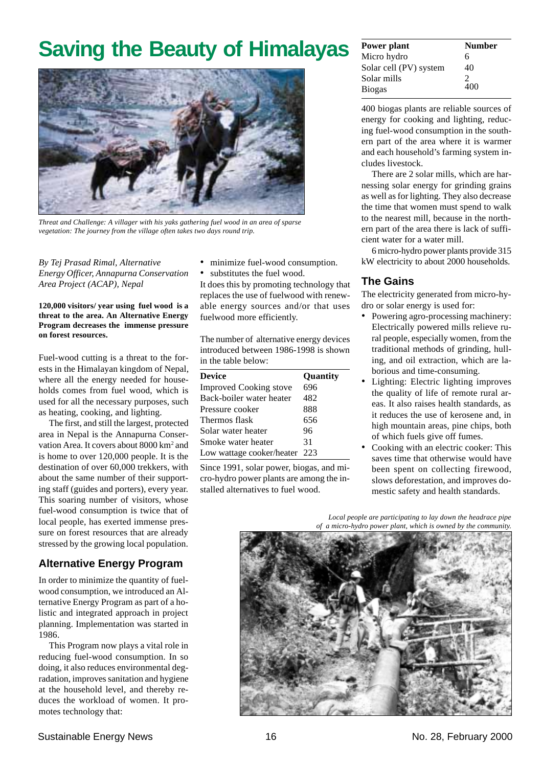# Saving the Beauty of Himalayas

*Threat and Challenge: A villager with his yaks gathering fuel wood in an area of sparse vegetation: The journey from the village often takes two days round trip.*

*By Tej Prasad Rimal, Alternative Energy Officer, Annapurna Conservation Area Project (ACAP), Nepal*

**120,000 visitors/ year using fuel wood is a threat to the area. An Alternative Energy Program decreases the immense pressure on forest resources.**

Fuel-wood cutting is a threat to the forests in the Himalayan kingdom of Nepal, where all the energy needed for households comes from fuel wood, which is used for all the necessary purposes, such as heating, cooking, and lighting.

The first, and still the largest, protected area in Nepal is the Annapurna Conservation Area. It covers about 8000 km² and is home to over 120,000 people. It is the destination of over 60,000 trekkers, with about the same number of their supporting staff (guides and porters), every year. This soaring number of visitors, whose fuel-wood consumption is twice that of local people, has exerted immense pressure on forest resources that are already stressed by the growing local population.

## Alternative Energy Program

In order to minimize the quantity of fuelwood consumption, we introduced an Alternative Energy Program as part of a holistic and integrated approach in project planning. Implementation was started in 1986.

This Program now plays a vital role in reducing fuel-wood consumption. In so doing, it also reduces environmental degradation, improves sanitation and hygiene at the household level, and thereby reduces the workload of women. It promotes technology that:

- minimize fuel-wood consumption.
- substitutes the fuel wood.

It does this by promoting technology that replaces the use of fuelwood with renewable energy sources and/or that uses fuelwood more efficiently.

The number of alternative energy devices introduced between 1986-1998 is shown in the table below:

| Device | Quantity |
|---|---|
| Improved Cooking stove | 696 |
| Back-boiler water heater | 482 |
| Pressure cooker | 888 |
| Thermos flask | 656 |
| Solar water heater | 96 |
| Smoke water heater | 31 |
| Low wattage cooker/heater | 223 |

Since 1991, solar power, biogas, and micro-hydro power plants are among the installed alternatives to fuel wood.

| Power plant | Number |
|---|---|
| Micro hydro | 6 |
| Solar cell (PV) system | 40 |
| Solar mills | 2 |
| Biogas | 400 |

400 biogas plants are reliable sources of energy for cooking and lighting, reducing fuel-wood consumption in the southern part of the area where it is warmer and each household's farming system includes livestock.

There are 2 solar mills, which are harnessing solar energy for grinding grains as well as for lighting. They also decrease the time that women must spend to walk to the nearest mill, because in the northern part of the area there is lack of sufficient water for a water mill.

6 micro-hydro power plants provide 315 kW electricity to about 2000 households.

## The Gains

The electricity generated from micro-hydro or solar energy is used for:

- Powering agro-processing machinery: Electrically powered mills relieve rural people, especially women, from the traditional methods of grinding, hulling, and oil extraction, which are laborious and time-consuming.
- Lighting: Electric lighting improves the quality of life of remote rural areas. It also raises health standards, as it reduces the use of kerosene and, in high mountain areas, pine chips, both of which fuels give off fumes.
- Cooking with an electric cooker: This saves time that otherwise would have been spent on collecting firewood, slows deforestation, and improves domestic safety and health standards.

*Local people are participating to lay down the headrace pipe of a micro-hydro power plant, which is owned by the community.*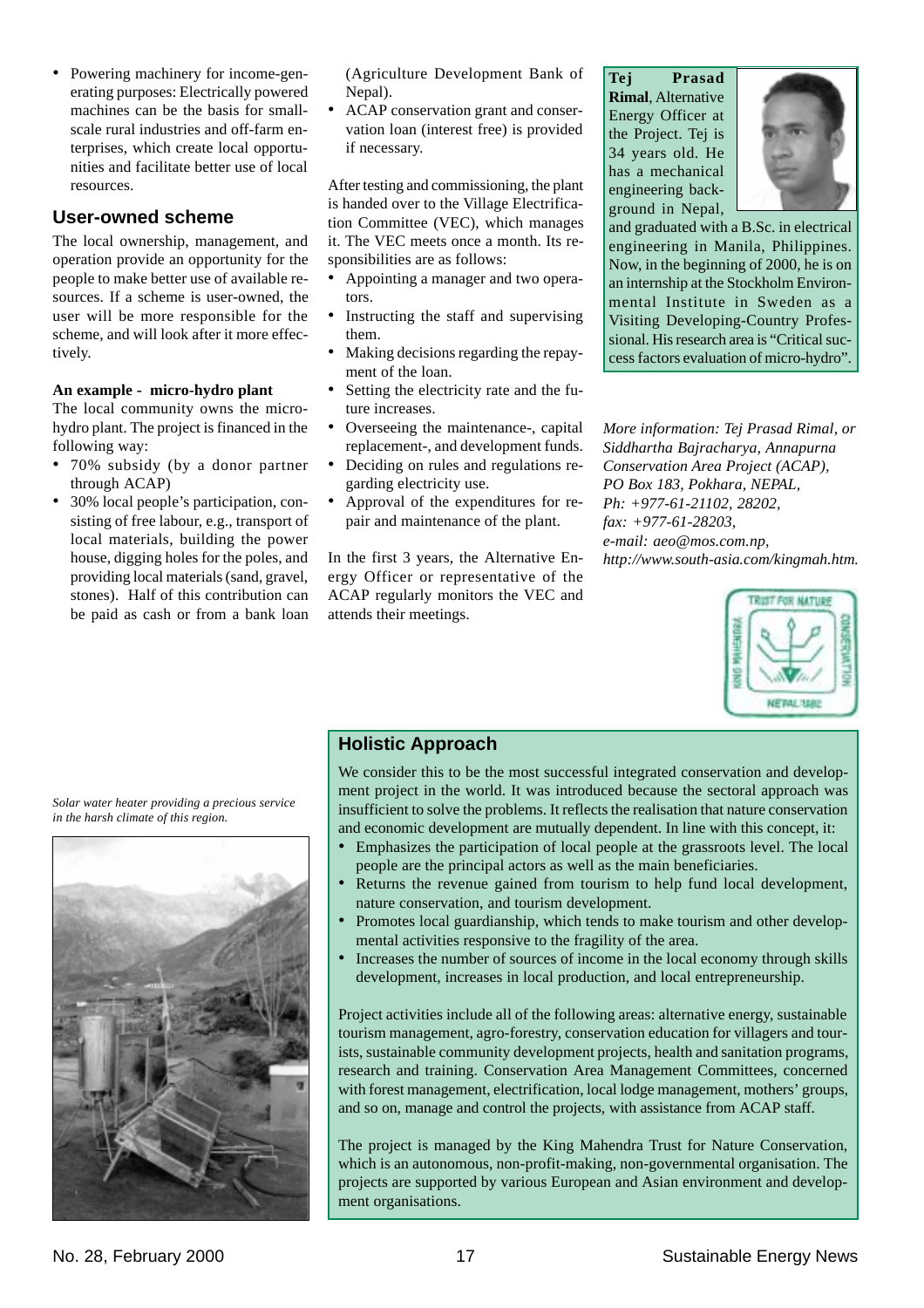- Powering machinery for income-generating purposes: Electrically powered machines can be the basis for small-scale rural industries and off-farm enterprises, which create local opportunities and facilitate better use of local resources.

## User-owned scheme

The local ownership, management, and operation provide an opportunity for the people to make better use of available resources. If a scheme is user-owned, the user will be more responsible for the scheme, and will look after it more effectively.

**An example - micro-hydro plant**

The local community owns the micro-hydro plant. The project is financed in the following way:

- 70% subsidy (by a donor partner through ACAP)
- 30% local people's participation, consisting of free labour, e.g., transport of local materials, building the power house, digging holes for the poles, and providing local materials (sand, gravel, stones). Half of this contribution can be paid as cash or from a bank loan (Agriculture Development Bank of Nepal).
- ACAP conservation grant and conservation loan (interest free) is provided if necessary.

After testing and commissioning, the plant is handed over to the Village Electrification Committee (VEC), which manages it. The VEC meets once a month. Its responsibilities are as follows:

- Appointing a manager and two operators.
- Instructing the staff and supervising them.
- Making decisions regarding the repayment of the loan.
- Setting the electricity rate and the future increases.
- Overseeing the maintenance-, capital replacement-, and development funds.
- Deciding on rules and regulations regarding electricity use.
- Approval of the expenditures for repair and maintenance of the plant.

In the first 3 years, the Alternative Energy Officer or representative of the ACAP regularly monitors the VEC and attends their meetings.

**Tej Prasad Rimal**, Alternative Energy Officer at the Project. Tej is 34 years old. He has a mechanical engineering background in Nepal, and graduated with a B.Sc. in electrical engineering in Manila, Philippines. Now, in the beginning of 2000, he is on an internship at the Stockholm Environmental Institute in Sweden as a Visiting Developing-Country Professional. His research area is "Critical success factors evaluation of micro-hydro".

*More information: Tej Prasad Rimal, or Siddhartha Bajracharya, Annapurna Conservation Area Project (ACAP), PO Box 183, Pokhara, NEPAL, Ph: +977-61-21102, 28202, fax: +977-61-28203, e-mail: aeo@mos.com.np, http://www.south-asia.com/kingmah.htm.*

*Solar water heater providing a precious service in the harsh climate of this region.*

## Holistic Approach

We consider this to be the most successful integrated conservation and development project in the world. It was introduced because the sectoral approach was insufficient to solve the problems. It reflects the realisation that nature conservation and economic development are mutually dependent. In line with this concept, it:

- Emphasizes the participation of local people at the grassroots level. The local people are the principal actors as well as the main beneficiaries.
- Returns the revenue gained from tourism to help fund local development, nature conservation, and tourism development.
- Promotes local guardianship, which tends to make tourism and other developmental activities responsive to the fragility of the area.
- Increases the number of sources of income in the local economy through skills development, increases in local production, and local entrepreneurship.

Project activities include all of the following areas: alternative energy, sustainable tourism management, agro-forestry, conservation education for villagers and tourists, sustainable community development projects, health and sanitation programs, research and training. Conservation Area Management Committees, concerned with forest management, electrification, local lodge management, mothers' groups, and so on, manage and control the projects, with assistance from ACAP staff.

The project is managed by the King Mahendra Trust for Nature Conservation, which is an autonomous, non-profit-making, non-governmental organisation. The projects are supported by various European and Asian environment and development organisations.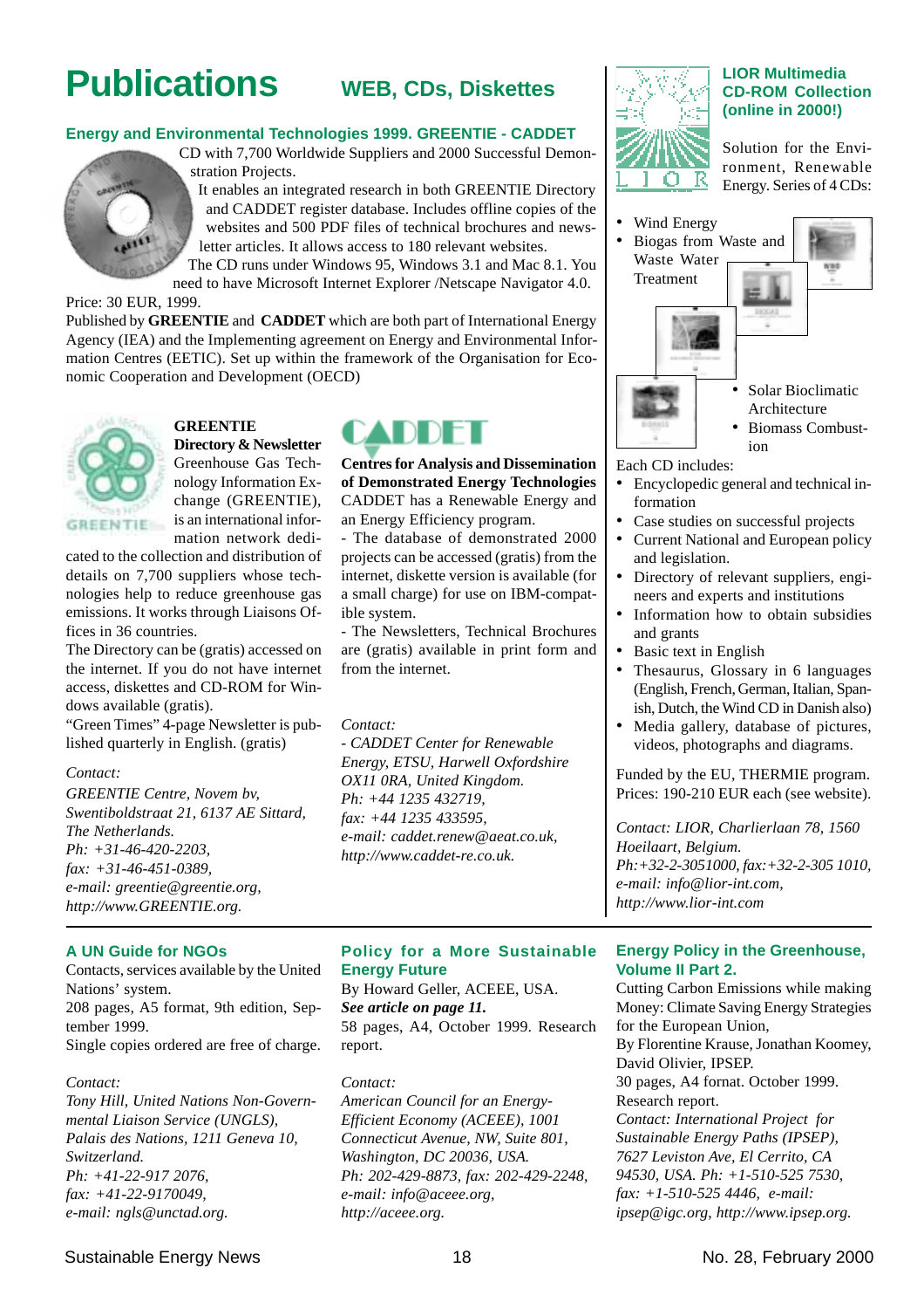# Publications

## WEB, CDs, Diskettes

### Energy and Environmental Technologies 1999. GREENTIE - CADDET

CD with 7,700 Worldwide Suppliers and 2000 Successful Demonstration Projects.

It enables an integrated research in both GREENTIE Directory and CADDET register database. Includes offline copies of the websites and 500 PDF files of technical brochures and newsletter articles. It allows access to 180 relevant websites.

The CD runs under Windows 95, Windows 3.1 and Mac 8.1. You need to have Microsoft Internet Explorer /Netscape Navigator 4.0.

Price: 30 EUR, 1999.

Published by **GREENTIE** and **CADDET** which are both part of International Energy Agency (IEA) and the Implementing agreement on Energy and Environmental Information Centres (EETIC). Set up within the framework of the Organisation for Economic Cooperation and Development (OECD)

**GREENTIE**

**Directory & Newsletter**

Greenhouse Gas Technology Information Exchange (GREENTIE), is an international information network dedicated to the collection and distribution of details on 7,700 suppliers whose technologies help to reduce greenhouse gas emissions. It works through Liaisons Offices in 36 countries.

The Directory can be (gratis) accessed on the internet. If you do not have internet access, diskettes and CD-ROM for Windows available (gratis).

"Green Times" 4-page Newsletter is published quarterly in English. (gratis)

*Contact:*

*GREENTIE Centre, Novem bv, Swentiboldstraat 21, 6137 AE Sittard, The Netherlands.*
*Ph: +31-46-420-2203,*
*fax: +31-46-451-0389,*
*e-mail: greentie@greentie.org,*
*http://www.GREENTIE.org.*

**CADDET**

**Centres for Analysis and Dissemination of Demonstrated Energy Technologies**

CADDET has a Renewable Energy and an Energy Efficiency program.

- The database of demonstrated 2000 projects can be accessed (gratis) from the internet, diskette version is available (for a small charge) for use on IBM-compatible system.

- The Newsletters, Technical Brochures are (gratis) available in print form and from the internet.

*Contact:*

*- CADDET Center for Renewable Energy, ETSU, Harwell Oxfordshire OX11 0RA, United Kingdom.*
*Ph: +44 1235 432719,*
*fax: +44 1235 433595,*
*e-mail: caddet.renew@aeat.co.uk,*
*http://www.caddet-re.co.uk.*

### LIOR Multimedia CD-ROM Collection (online in 2000!)

Solution for the Environment, Renewable Energy. Series of 4 CDs:

- Wind Energy
- Biogas from Waste and Waste Water Treatment
- Solar Bioclimatic Architecture
- Biomass Combustion

Each CD includes:

- Encyclopedic general and technical information
- Case studies on successful projects
- Current National and European policy and legislation.
- Directory of relevant suppliers, engineers and experts and institutions
- Information how to obtain subsidies and grants
- Basic text in English
- Thesaurus, Glossary in 6 languages (English, French, German, Italian, Spanish, Dutch, the Wind CD in Danish also)
- Media gallery, database of pictures, videos, photographs and diagrams.

Funded by the EU, THERMIE program. Prices: 190-210 EUR each (see website).

*Contact: LIOR, Charlierlaan 78, 1560 Hoeilaart, Belgium.*
*Ph:+32-2-3051000, fax:+32-2-305 1010,*
*e-mail: info@lior-int.com,*
*http://www.lior-int.com*

---

### A UN Guide for NGOs

Contacts, services available by the United Nations' system.

208 pages, A5 format, 9th edition, September 1999.

Single copies ordered are free of charge.

*Contact:*

*Tony Hill, United Nations Non-Governmental Liaison Service (UNGLS), Palais des Nations, 1211 Geneva 10, Switzerland.*
*Ph: +41-22-917 2076,*
*fax: +41-22-9170049,*
*e-mail: ngls@unctad.org.*

### Policy for a More Sustainable Energy Future

By Howard Geller, ACEEE, USA.

***See article on page 11.***

58 pages, A4, October 1999. Research report.

*Contact:*

*American Council for an Energy-Efficient Economy (ACEEE), 1001 Connecticut Avenue, NW, Suite 801, Washington, DC 20036, USA.*
*Ph: 202-429-8873, fax: 202-429-2248,*
*e-mail: info@aceee.org,*
*http://aceee.org.*

### Energy Policy in the Greenhouse, Volume II Part 2.

Cutting Carbon Emissions while making Money: Climate Saving Energy Strategies for the European Union,

By Florentine Krause, Jonathan Koomey, David Olivier, IPSEP.

30 pages, A4 format. October 1999. Research report.

*Contact: International Project for Sustainable Energy Paths (IPSEP), 7627 Leviston Ave, El Cerrito, CA 94530, USA. Ph: +1-510-525 7530, fax: +1-510-525 4446, e-mail: ipsep@igc.org, http://www.ipsep.org.*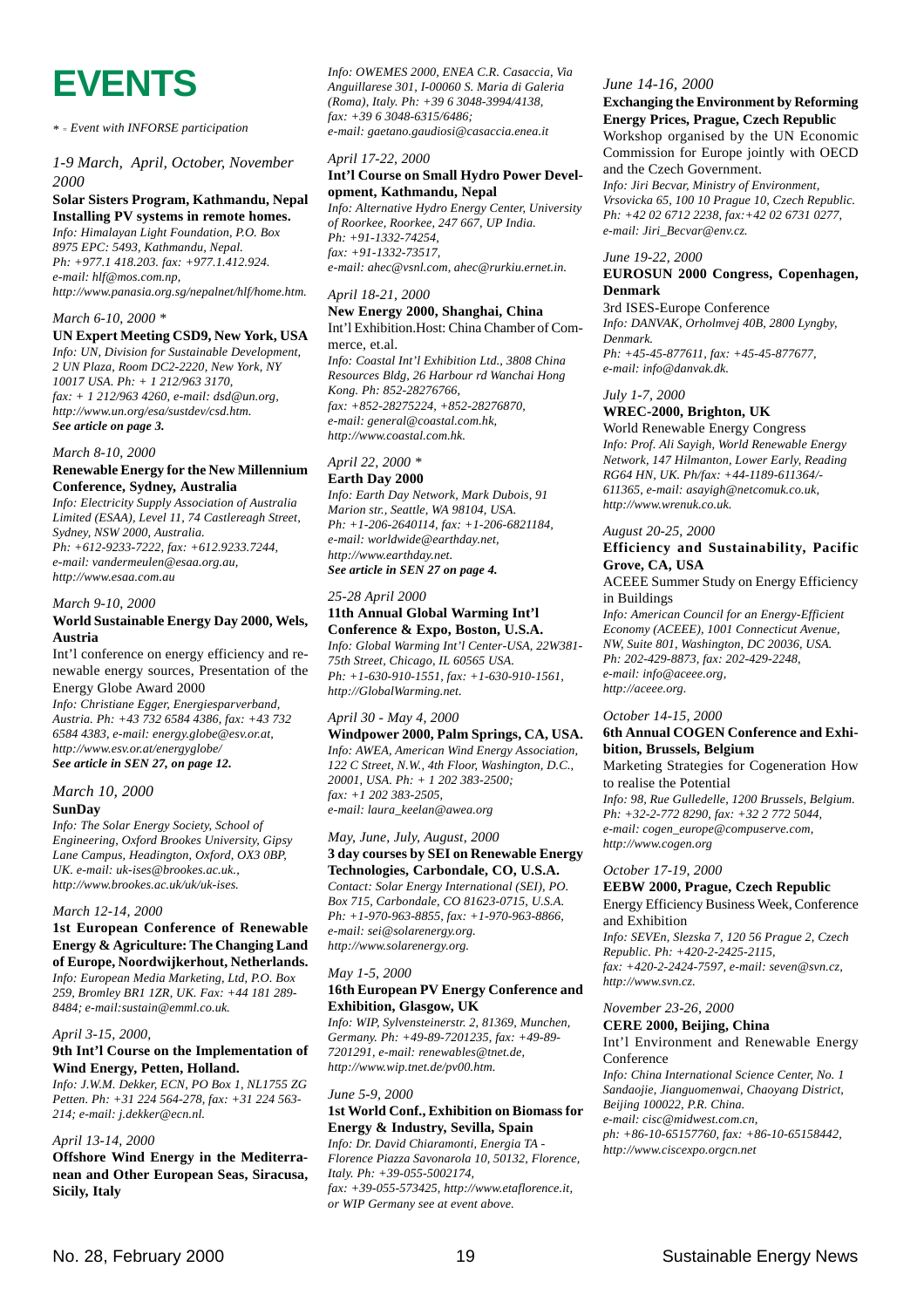# EVENTS

*\* = Event with INFORSE participation*

*1-9 March, April, October, November 2000*

**Solar Sisters Program, Kathmandu, Nepal Installing PV systems in remote homes.**

*Info: Himalayan Light Foundation, P.O. Box 8975 EPC: 5493, Kathmandu, Nepal. Ph: +977.1 418.203. fax: +977.1.412.924. e-mail: hlf@mos.com.np, http://www.panasia.org.sg/nepalnet/hlf/home.htm.*

*March 6-10, 2000 \**

**UN Expert Meeting CSD9, New York, USA**

*Info: UN, Division for Sustainable Development, 2 UN Plaza, Room DC2-2220, New York, NY 10017 USA. Ph: + 1 212/963 3170, fax: + 1 212/963 4260, e-mail: dsd@un.org, http://www.un.org/esa/sustdev/csd.htm.*
***See article on page 3.***

*March 8-10, 2000*

**Renewable Energy for the New Millennium Conference, Sydney, Australia**

*Info: Electricity Supply Association of Australia Limited (ESAA), Level 11, 74 Castlereagh Street, Sydney, NSW 2000, Australia. Ph: +612-9233-7222, fax: +612.9233.7244, e-mail: vandermeulen@esaa.org.au, http://www.esaa.com.au*

*March 9-10, 2000*

**World Sustainable Energy Day 2000, Wels, Austria**

Int'l conference on energy efficiency and renewable energy sources, Presentation of the Energy Globe Award 2000

*Info: Christiane Egger, Energiesparverband, Austria. Ph: +43 732 6584 4386, fax: +43 732 6584 4383, e-mail: energy.globe@esv.or.at, http://www.esv.or.at/energyglobe/*
***See article in SEN 27, on page 12.***

*March 10, 2000*

**SunDay**

*Info: The Solar Energy Society, School of Engineering, Oxford Brookes University, Gipsy Lane Campus, Headington, Oxford, OX3 0BP, UK. e-mail: uk-ises@brookes.ac.uk., http://www.brookes.ac.uk/uk/uk-ises.*

*March 12-14, 2000*

**1st European Conference of Renewable Energy & Agriculture: The Changing Land of Europe, Noordwijkerhout, Netherlands.**

*Info: European Media Marketing, Ltd, P.O. Box 259, Bromley BR1 1ZR, UK. Fax: +44 181 289-8484; e-mail:sustain@emml.co.uk.*

*April 3-15, 2000,*

**9th Int'l Course on the Implementation of Wind Energy, Petten, Holland.**

*Info: J.W.M. Dekker, ECN, PO Box 1, NL1755 ZG Petten. Ph: +31 224 564-278, fax: +31 224 563-214; e-mail: j.dekker@ecn.nl.*

*April 13-14, 2000*

**Offshore Wind Energy in the Mediterranean and Other European Seas, Siracusa, Sicily, Italy**

*Info: OWEMES 2000, ENEA C.R. Casaccia, Via Anguillarese 301, I-00060 S. Maria di Galeria (Roma), Italy. Ph: +39 6 3048-3994/4138, fax: +39 6 3048-6315/6486; e-mail: gaetano.gaudiosi@casaccia.enea.it*

*April 17-22, 2000*

**Int'l Course on Small Hydro Power Development, Kathmandu, Nepal**

*Info: Alternative Hydro Energy Center, University of Roorkee, Roorkee, 247 667, UP India. Ph: +91-1332-74254, fax: +91-1332-73517, e-mail: ahec@vsnl.com, ahec@rurkiu.ernet.in.*

*April 18-21, 2000*

**New Energy 2000, Shanghai, China**

Int'l Exhibition.Host: China Chamber of Commerce, et.al.

*Info: Coastal Int'l Exhibition Ltd., 3808 China Resources Bldg, 26 Harbour rd Wanchai Hong Kong. Ph: 852-28276766, fax: +852-28275224, +852-28276870, e-mail: general@coastal.com.hk, http://www.coastal.com.hk.*

*April 22, 2000 \**

**Earth Day 2000**

*Info: Earth Day Network, Mark Dubois, 91 Marion str., Seattle, WA 98104, USA. Ph: +1-206-2640114, fax: +1-206-6821184, e-mail: worldwide@earthday.net, http://www.earthday.net.*
***See article in SEN 27 on page 4.***

*25-28 April 2000*

**11th Annual Global Warming Int'l Conference & Expo, Boston, U.S.A.**

*Info: Global Warming Int'l Center-USA, 22W381-75th Street, Chicago, IL 60565 USA. Ph: +1-630-910-1551, fax: +1-630-910-1561, http://GlobalWarming.net.*

*April 30 - May 4, 2000*

**Windpower 2000, Palm Springs, CA, USA.**

*Info: AWEA, American Wind Energy Association, 122 C Street, N.W., 4th Floor, Washington, D.C., 20001, USA. Ph: + 1 202 383-2500; fax: +1 202 383-2505, e-mail: laura_keelan@awea.org*

*May, June, July, August, 2000*

**3 day courses by SEI on Renewable Energy Technologies, Carbondale, CO, U.S.A.**

*Contact: Solar Energy International (SEI), PO. Box 715, Carbondale, CO 81623-0715, U.S.A. Ph: +1-970-963-8855, fax: +1-970-963-8866, e-mail: sei@solarenergy.org. http://www.solarenergy.org.*

*May 1-5, 2000*

**16th European PV Energy Conference and Exhibition, Glasgow, UK**

*Info: WIP, Sylvensteinerstr. 2, 81369, Munchen, Germany. Ph: +49-89-7201235, fax: +49-89-7201291, e-mail: renewables@tnet.de, http://www.wip.tnet.de/pv00.htm.*

*June 5-9, 2000*

**1st World Conf., Exhibition on Biomass for Energy & Industry, Sevilla, Spain**

*Info: Dr. David Chiaramonti, Energia TA - Florence Piazza Savonarola 10, 50132, Florence, Italy. Ph: +39-055-5002174, fax: +39-055-573425, http://www.etaflorence.it, or WIP Germany see at event above.*

*June 14-16, 2000*

**Exchanging the Environment by Reforming Energy Prices, Prague, Czech Republic**

Workshop organised by the UN Economic Commission for Europe jointly with OECD and the Czech Government.

*Info: Jiri Becvar, Ministry of Environment, Vrsovicka 65, 100 10 Prague 10, Czech Republic. Ph: +42 02 6712 2238, fax:+42 02 6731 0277, e-mail: Jiri_Becvar@env.cz.*

*June 19-22, 2000*

**EUROSUN 2000 Congress, Copenhagen, Denmark**

3rd ISES-Europe Conference

*Info: DANVAK, Orholmvej 40B, 2800 Lyngby, Denmark. Ph: +45-45-877611, fax: +45-45-877677, e-mail: info@danvak.dk.*

*July 1-7, 2000*

**WREC-2000, Brighton, UK**

World Renewable Energy Congress

*Info: Prof. Ali Sayigh, World Renewable Energy Network, 147 Hilmanton, Lower Early, Reading RG64 HN, UK. Ph/fax: +44-1189-611364/-611365, e-mail: asayigh@netcomuk.co.uk, http://www.wrenuk.co.uk.*

*August 20-25, 2000*

**Efficiency and Sustainability, Pacific Grove, CA, USA**

ACEEE Summer Study on Energy Efficiency in Buildings

*Info: American Council for an Energy-Efficient Economy (ACEEE), 1001 Connecticut Avenue, NW, Suite 801, Washington, DC 20036, USA. Ph: 202-429-8873, fax: 202-429-2248, e-mail: info@aceee.org, http://aceee.org.*

*October 14-15, 2000*

**6th Annual COGEN Conference and Exhibition, Brussels, Belgium**

Marketing Strategies for Cogeneration How to realise the Potential

*Info: 98, Rue Gulledelle, 1200 Brussels, Belgium. Ph: +32-2-772 8290, fax: +32 2 772 5044, e-mail: cogen_europe@compuserve.com, http://www.cogen.org*

*October 17-19, 2000*

**EEBW 2000, Prague, Czech Republic**

Energy Efficiency Business Week, Conference and Exhibition

*Info: SEVEn, Slezska 7, 120 56 Prague 2, Czech Republic. Ph: +420-2-2425-2115, fax: +420-2-2424-7597, e-mail: seven@svn.cz, http://www.svn.cz.*

*November 23-26, 2000*

**CERE 2000, Beijing, China**

Int'l Environment and Renewable Energy Conference

*Info: China International Science Center, No. 1 Sandaojie, Jianguomenwai, Chaoyang District, Beijing 100022, P.R. China. e-mail: cisc@midwest.com.cn, ph: +86-10-65157760, fax: +86-10-65158442, http://www.ciscexpo.orgcn.net*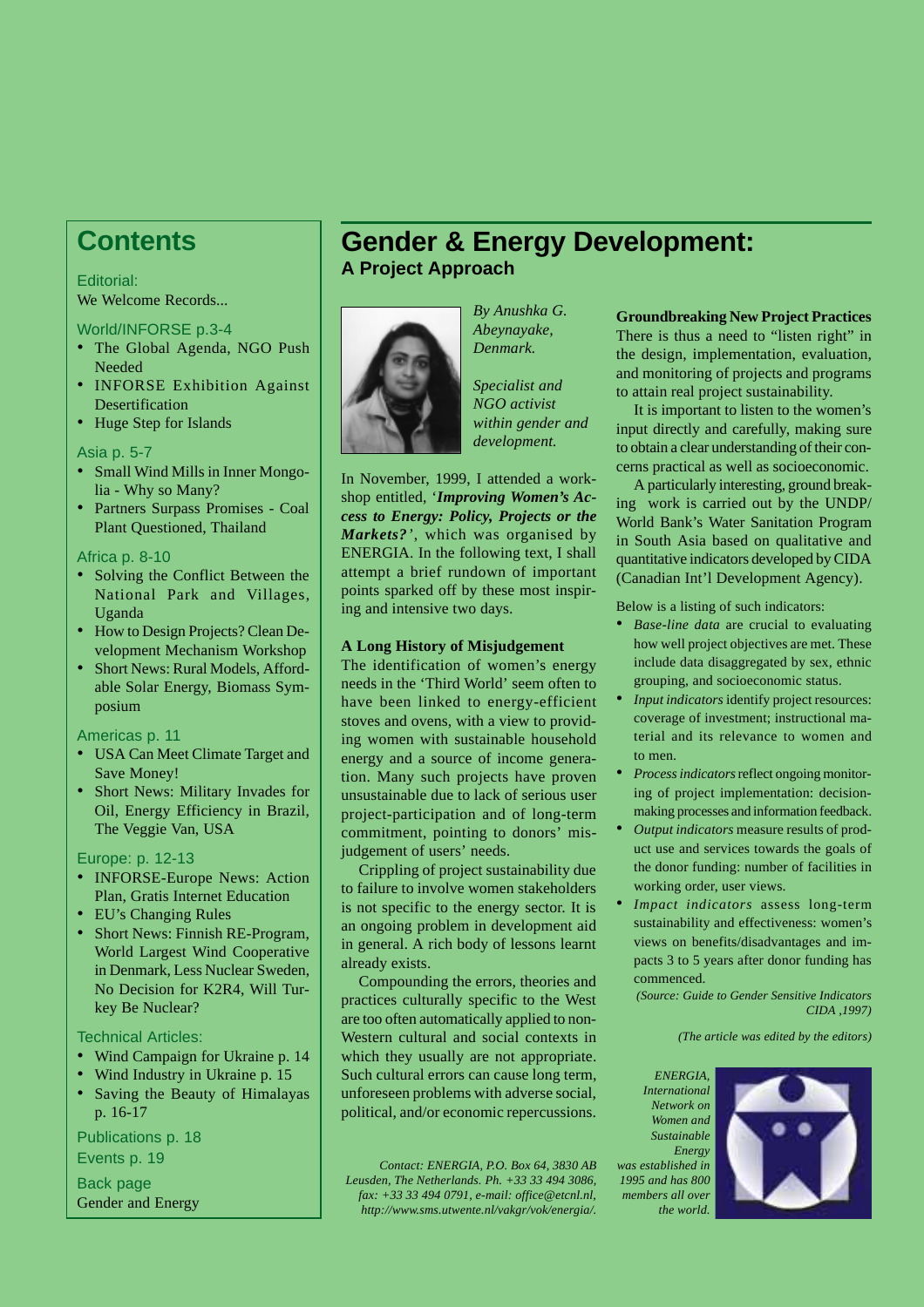## Contents

Editorial:
We Welcome Records...

World/INFORSE p.3-4

- The Global Agenda, NGO Push Needed
- INFORSE Exhibition Against Desertification
- Huge Step for Islands

Asia p. 5-7

- Small Wind Mills in Inner Mongolia - Why so Many?
- Partners Surpass Promises - Coal Plant Questioned, Thailand

Africa p. 8-10

- Solving the Conflict Between the National Park and Villages, Uganda
- How to Design Projects? Clean Development Mechanism Workshop
- Short News: Rural Models, Affordable Solar Energy, Biomass Symposium

Americas p. 11

- USA Can Meet Climate Target and Save Money!
- Short News: Military Invades for Oil, Energy Efficiency in Brazil, The Veggie Van, USA

Europe: p. 12-13

- INFORSE-Europe News: Action Plan, Gratis Internet Education
- EU's Changing Rules
- Short News: Finnish RE-Program, World Largest Wind Cooperative in Denmark, Less Nuclear Sweden, No Decision for K2R4, Will Turkey Be Nuclear?

Technical Articles:

- Wind Campaign for Ukraine p. 14
- Wind Industry in Ukraine p. 15
- Saving the Beauty of Himalayas p. 16-17

Publications p. 18

Events p. 19

Back page
Gender and Energy

# Gender & Energy Development:

### A Project Approach

*By Anushka G. Abeynayake, Denmark.*

*Specialist and NGO activist within gender and development.*

In November, 1999, I attended a workshop entitled, '***Improving Women's Access to Energy: Policy, Projects or the Markets?***', which was organised by ENERGIA. In the following text, I shall attempt a brief rundown of important points sparked off by these most inspiring and intensive two days.

**A Long History of Misjudgement**

The identification of women's energy needs in the 'Third World' seem often to have been linked to energy-efficient stoves and ovens, with a view to providing women with sustainable household energy and a source of income generation. Many such projects have proven unsustainable due to lack of serious user project-participation and of long-term commitment, pointing to donors' misjudgement of users' needs.

Crippling of project sustainability due to failure to involve women stakeholders is not specific to the energy sector. It is an ongoing problem in development aid in general. A rich body of lessons learnt already exists.

Compounding the errors, theories and practices culturally specific to the West are too often automatically applied to non-Western cultural and social contexts in which they usually are not appropriate. Such cultural errors can cause long term, unforeseen problems with adverse social, political, and/or economic repercussions.

**Groundbreaking New Project Practices**

There is thus a need to "listen right" in the design, implementation, evaluation, and monitoring of projects and programs to attain real project sustainability.

It is important to listen to the women's input directly and carefully, making sure to obtain a clear understanding of their concerns practical as well as socioeconomic.

A particularly interesting, ground breaking work is carried out by the UNDP/ World Bank's Water Sanitation Program in South Asia based on qualitative and quantitative indicators developed by CIDA (Canadian Int'l Development Agency).

Below is a listing of such indicators:

- *Base-line data* are crucial to evaluating how well project objectives are met. These include data disaggregated by sex, ethnic grouping, and socioeconomic status.
- *Input indicators* identify project resources: coverage of investment; instructional material and its relevance to women and to men.
- *Process indicators* reflect ongoing monitoring of project implementation: decision-making processes and information feedback.
- *Output indicators* measure results of product use and services towards the goals of the donor funding: number of facilities in working order, user views.
- *Impact indicators* assess long-term sustainability and effectiveness: women's views on benefits/disadvantages and impacts 3 to 5 years after donor funding has commenced.

*(Source: Guide to Gender Sensitive Indicators CIDA ,1997)*

*(The article was edited by the editors)*

*Contact: ENERGIA, P.O. Box 64, 3830 AB Leusden, The Netherlands. Ph. +33 33 494 3086, fax: +33 33 494 0791, e-mail: office@etcnl.nl, http://www.sms.utwente.nl/vakgr/vok/energia/.*

*ENERGIA, International Network on Women and Sustainable Energy was established in 1995 and has 800 members all over the world.*